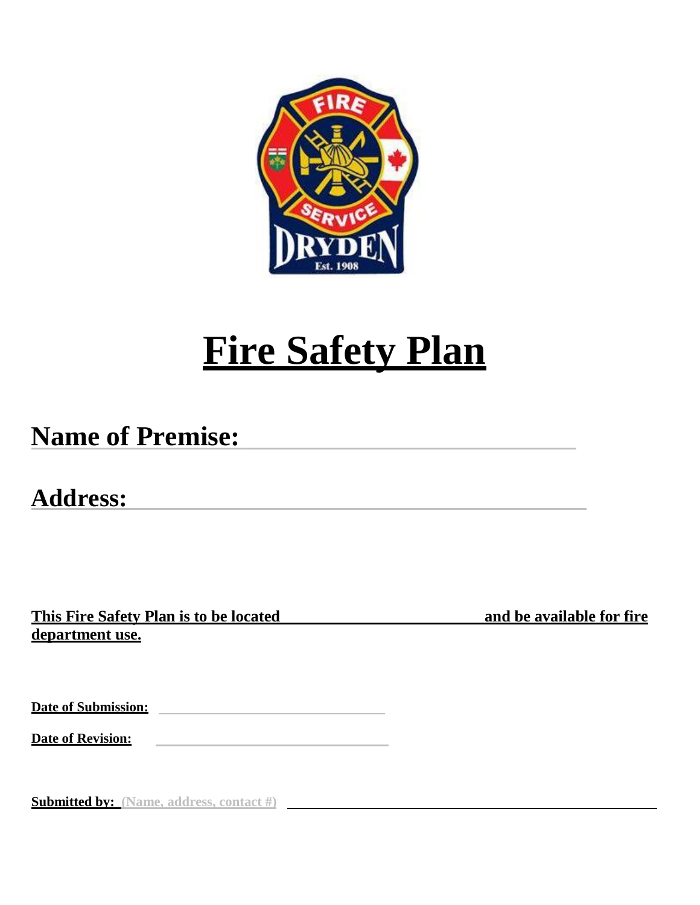# Fire Safety Plan

## Name of Premise: \_\_\_\_\_\_\_\_\_\_\_\_\_\_\_\_\_\_\_\_\_\_\_\_\_\_\_\_\_\_\_\_

## Address: \_\_\_\_\_\_\_\_\_\_\_\_\_\_\_\_\_\_\_\_\_\_\_\_\_\_\_\_\_\_\_\_\_\_\_\_\_\_\_\_

**This Fire Safety Plan is to be located \_\_\_\_\_\_\_\_\_\_\_\_\_\_\_\_\_\_\_\_\_\_\_\_\_\_ and be available for fire department use.**

**Date of Submission:** \_\_\_\_\_\_\_\_\_\_\_\_\_\_\_\_\_\_\_\_\_\_\_\_\_\_\_\_\_\_\_\_

**Date of Revision:** \_\_\_\_\_\_\_\_\_\_\_\_\_\_\_\_\_\_\_\_\_\_\_\_\_\_\_\_\_\_\_\_

**Submitted by:** (Name, address, contact #) \_\_\_\_\_\_\_\_\_\_\_\_\_\_\_\_\_\_\_\_\_\_\_\_\_\_\_\_\_\_\_\_\_\_\_\_\_\_\_\_\_\_\_\_\_\_\_\_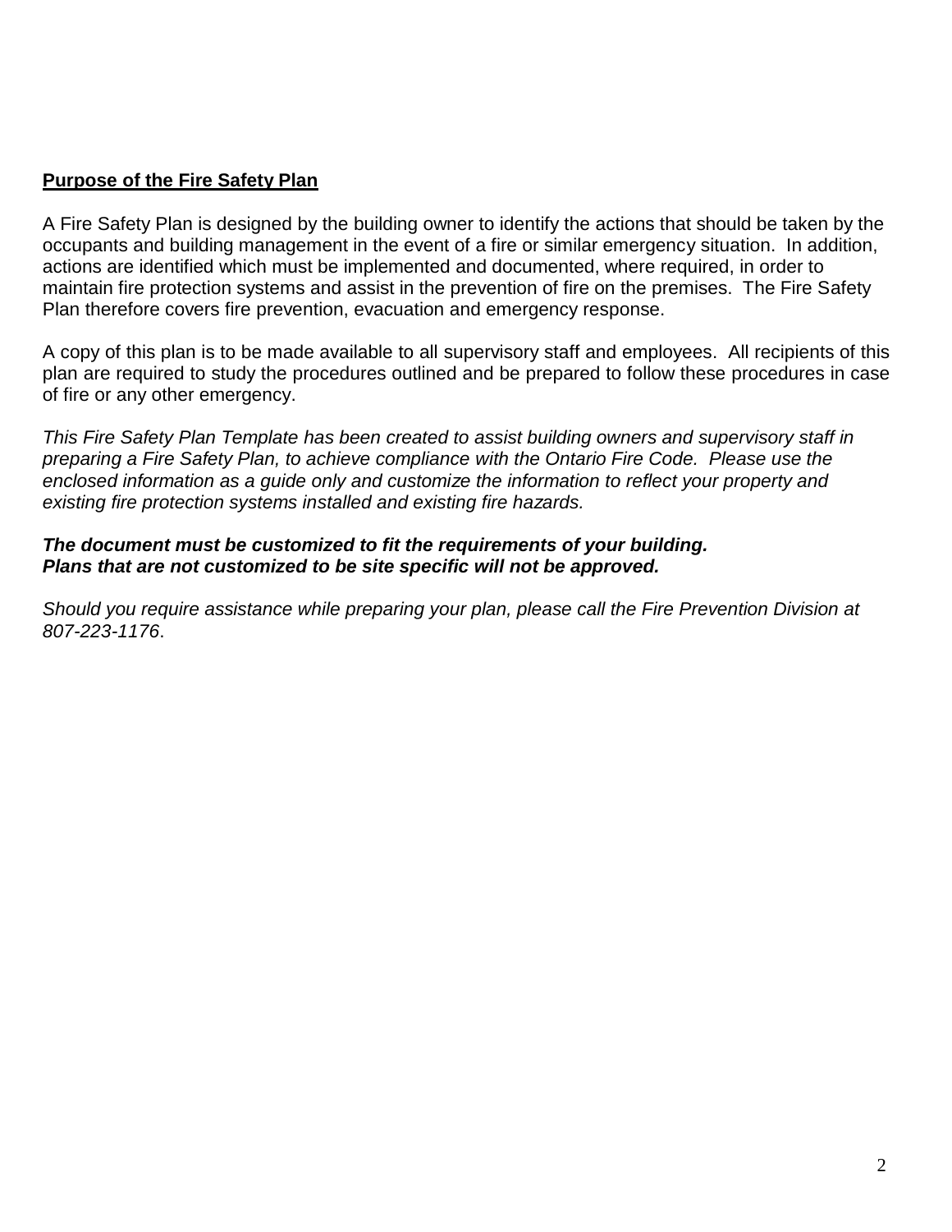## Purpose of the Fire Safety Plan

A Fire Safety Plan is designed by the building owner to identify the actions that should be taken by the occupants and building management in the event of a fire or similar emergency situation. In addition, actions are identified which must be implemented and documented, where required, in order to maintain fire protection systems and assist in the prevention of fire on the premises. The Fire Safety Plan therefore covers fire prevention, evacuation and emergency response.

A copy of this plan is to be made available to all supervisory staff and employees. All recipients of this plan are required to study the procedures outlined and be prepared to follow these procedures in case of fire or any other emergency.

*This Fire Safety Plan Template has been created to assist building owners and supervisory staff in preparing a Fire Safety Plan, to achieve compliance with the Ontario Fire Code. Please use the enclosed information as a guide only and customize the information to reflect your property and existing fire protection systems installed and existing fire hazards.*

***The document must be customized to fit the requirements of your building. Plans that are not customized to be site specific will not be approved.***

*Should you require assistance while preparing your plan, please call the Fire Prevention Division at 807-223-1176*.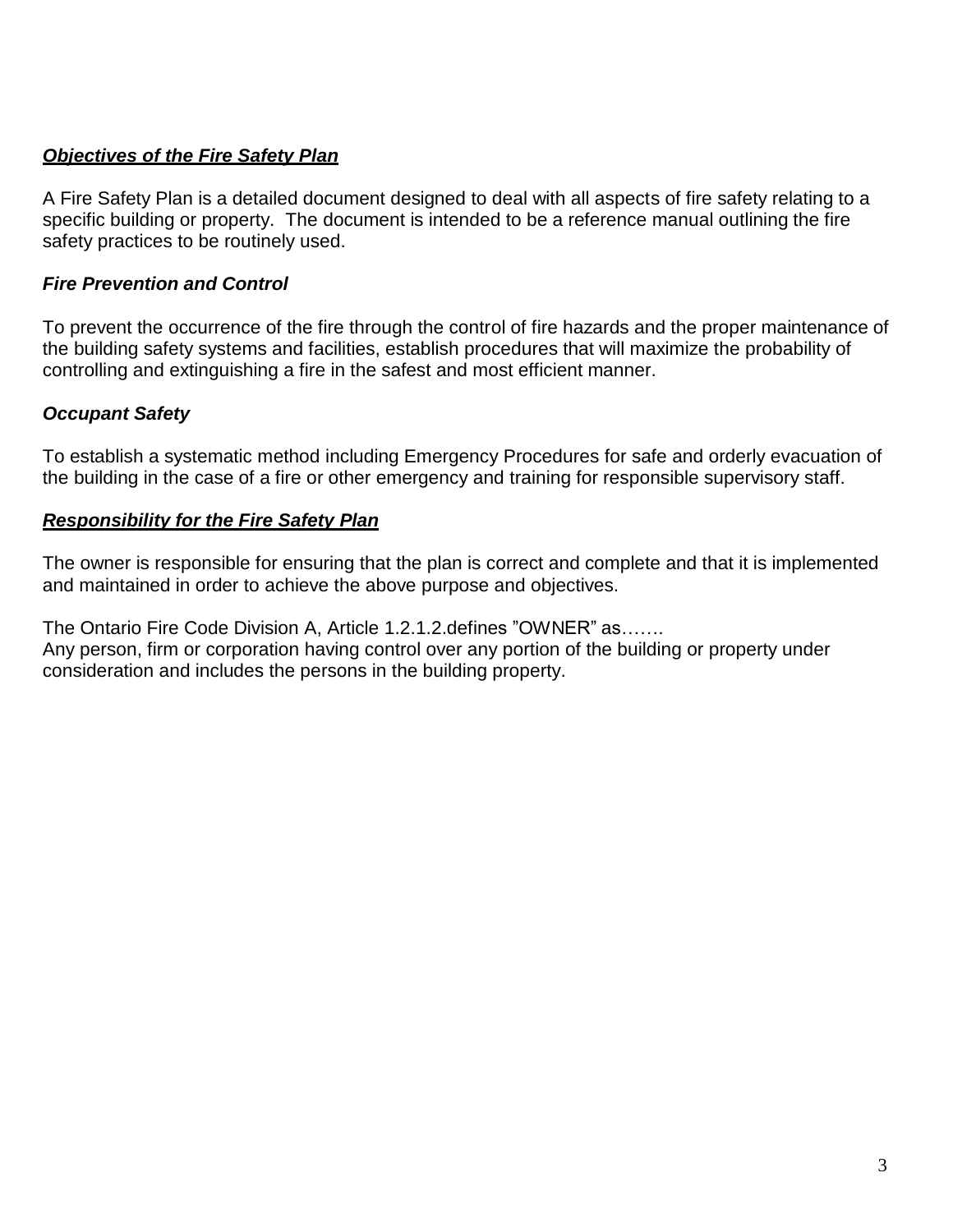***Objectives of the Fire Safety Plan***

A Fire Safety Plan is a detailed document designed to deal with all aspects of fire safety relating to a specific building or property. The document is intended to be a reference manual outlining the fire safety practices to be routinely used.

***Fire Prevention and Control***

To prevent the occurrence of the fire through the control of fire hazards and the proper maintenance of the building safety systems and facilities, establish procedures that will maximize the probability of controlling and extinguishing a fire in the safest and most efficient manner.

***Occupant Safety***

To establish a systematic method including Emergency Procedures for safe and orderly evacuation of the building in the case of a fire or other emergency and training for responsible supervisory staff.

***Responsibility for the Fire Safety Plan***

The owner is responsible for ensuring that the plan is correct and complete and that it is implemented and maintained in order to achieve the above purpose and objectives.

The Ontario Fire Code Division A, Article 1.2.1.2.defines "OWNER" as…….
Any person, firm or corporation having control over any portion of the building or property under consideration and includes the persons in the building property.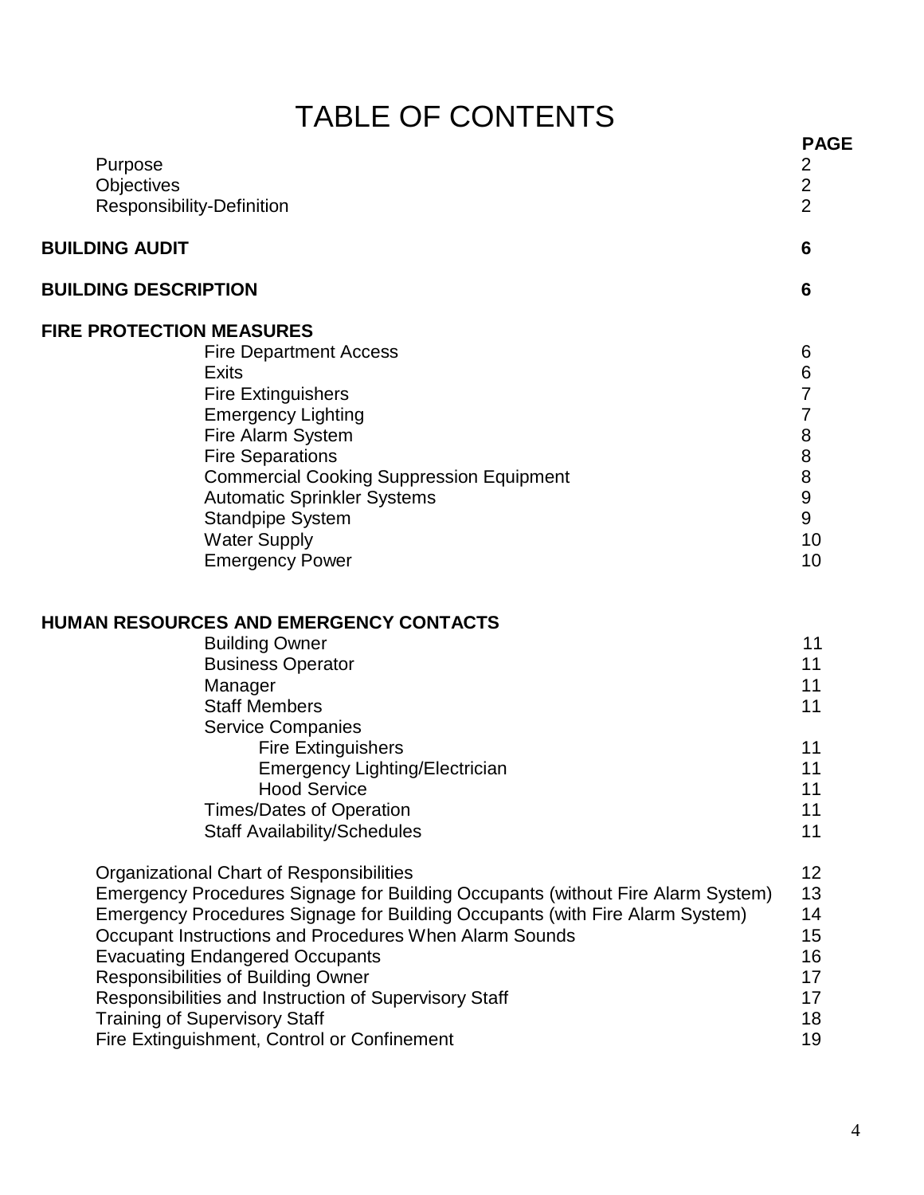# TABLE OF CONTENTS

| | PAGE |
|---|---|
| Purpose | 2 |
| Objectives | 2 |
| Responsibility-Definition | 2 |
| **BUILDING AUDIT** | **6** |
| **BUILDING DESCRIPTION** | **6** |
| **FIRE PROTECTION MEASURES** | |
| Fire Department Access | 6 |
| Exits | 6 |
| Fire Extinguishers | 7 |
| Emergency Lighting | 7 |
| Fire Alarm System | 8 |
| Fire Separations | 8 |
| Commercial Cooking Suppression Equipment | 8 |
| Automatic Sprinkler Systems | 9 |
| Standpipe System | 9 |
| Water Supply | 10 |
| Emergency Power | 10 |
| **HUMAN RESOURCES AND EMERGENCY CONTACTS** | |
| Building Owner | 11 |
| Business Operator | 11 |
| Manager | 11 |
| Staff Members | 11 |
| Service Companies | |
| Fire Extinguishers | 11 |
| Emergency Lighting/Electrician | 11 |
| Hood Service | 11 |
| Times/Dates of Operation | 11 |
| Staff Availability/Schedules | 11 |
| Organizational Chart of Responsibilities | 12 |
| Emergency Procedures Signage for Building Occupants (without Fire Alarm System) | 13 |
| Emergency Procedures Signage for Building Occupants (with Fire Alarm System) | 14 |
| Occupant Instructions and Procedures When Alarm Sounds | 15 |
| Evacuating Endangered Occupants | 16 |
| Responsibilities of Building Owner | 17 |
| Responsibilities and Instruction of Supervisory Staff | 17 |
| Training of Supervisory Staff | 18 |
| Fire Extinguishment, Control or Confinement | 19 |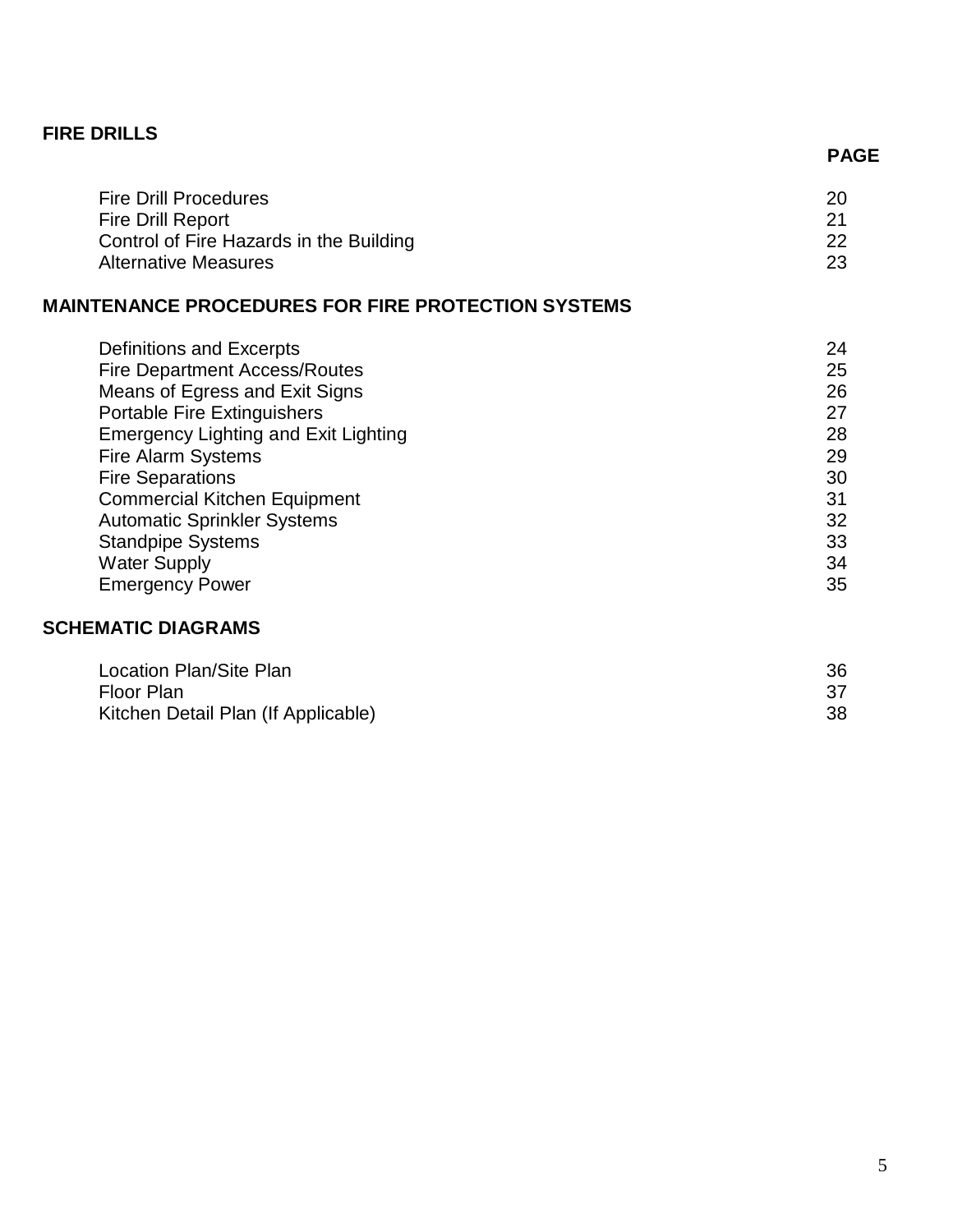## FIRE DRILLS

| | PAGE |
|---|---|
| Fire Drill Procedures | 20 |
| Fire Drill Report | 21 |
| Control of Fire Hazards in the Building | 22 |
| Alternative Measures | 23 |

## MAINTENANCE PROCEDURES FOR FIRE PROTECTION SYSTEMS

| | |
|---|---|
| Definitions and Excerpts | 24 |
| Fire Department Access/Routes | 25 |
| Means of Egress and Exit Signs | 26 |
| Portable Fire Extinguishers | 27 |
| Emergency Lighting and Exit Lighting | 28 |
| Fire Alarm Systems | 29 |
| Fire Separations | 30 |
| Commercial Kitchen Equipment | 31 |
| Automatic Sprinkler Systems | 32 |
| Standpipe Systems | 33 |
| Water Supply | 34 |
| Emergency Power | 35 |

## SCHEMATIC DIAGRAMS

| | |
|---|---|
| Location Plan/Site Plan | 36 |
| Floor Plan | 37 |
| Kitchen Detail Plan (If Applicable) | 38 |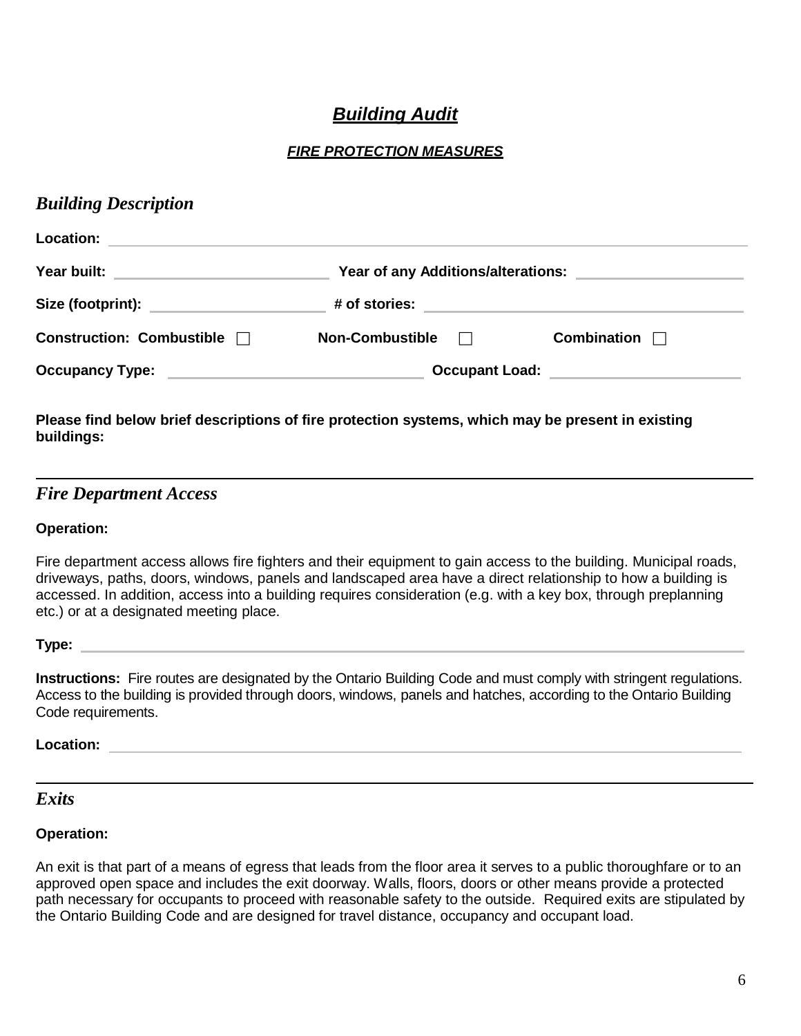# ***Building Audit***

## ***FIRE PROTECTION MEASURES***

## *Building Description*

**Location:** ______________________________

**Year built:** ______________ **Year of any Additions/alterations:** ______________

**Size (footprint):** ______________ **# of stories:** ______________

**Construction: Combustible** ☐ **Non-Combustible** ☐ **Combination** ☐

**Occupancy Type:** ______________ **Occupant Load:** ______________

**Please find below brief descriptions of fire protection systems, which may be present in existing buildings:**

---

## *Fire Department Access*

**Operation:**

Fire department access allows fire fighters and their equipment to gain access to the building. Municipal roads, driveways, paths, doors, windows, panels and landscaped area have a direct relationship to how a building is accessed. In addition, access into a building requires consideration (e.g. with a key box, through preplanning etc.) or at a designated meeting place.

**Type:** ______________________________

**Instructions:** Fire routes are designated by the Ontario Building Code and must comply with stringent regulations. Access to the building is provided through doors, windows, panels and hatches, according to the Ontario Building Code requirements.

**Location:** ______________________________

---

## *Exits*

**Operation:**

An exit is that part of a means of egress that leads from the floor area it serves to a public thoroughfare or to an approved open space and includes the exit doorway. Walls, floors, doors or other means provide a protected path necessary for occupants to proceed with reasonable safety to the outside. Required exits are stipulated by the Ontario Building Code and are designed for travel distance, occupancy and occupant load.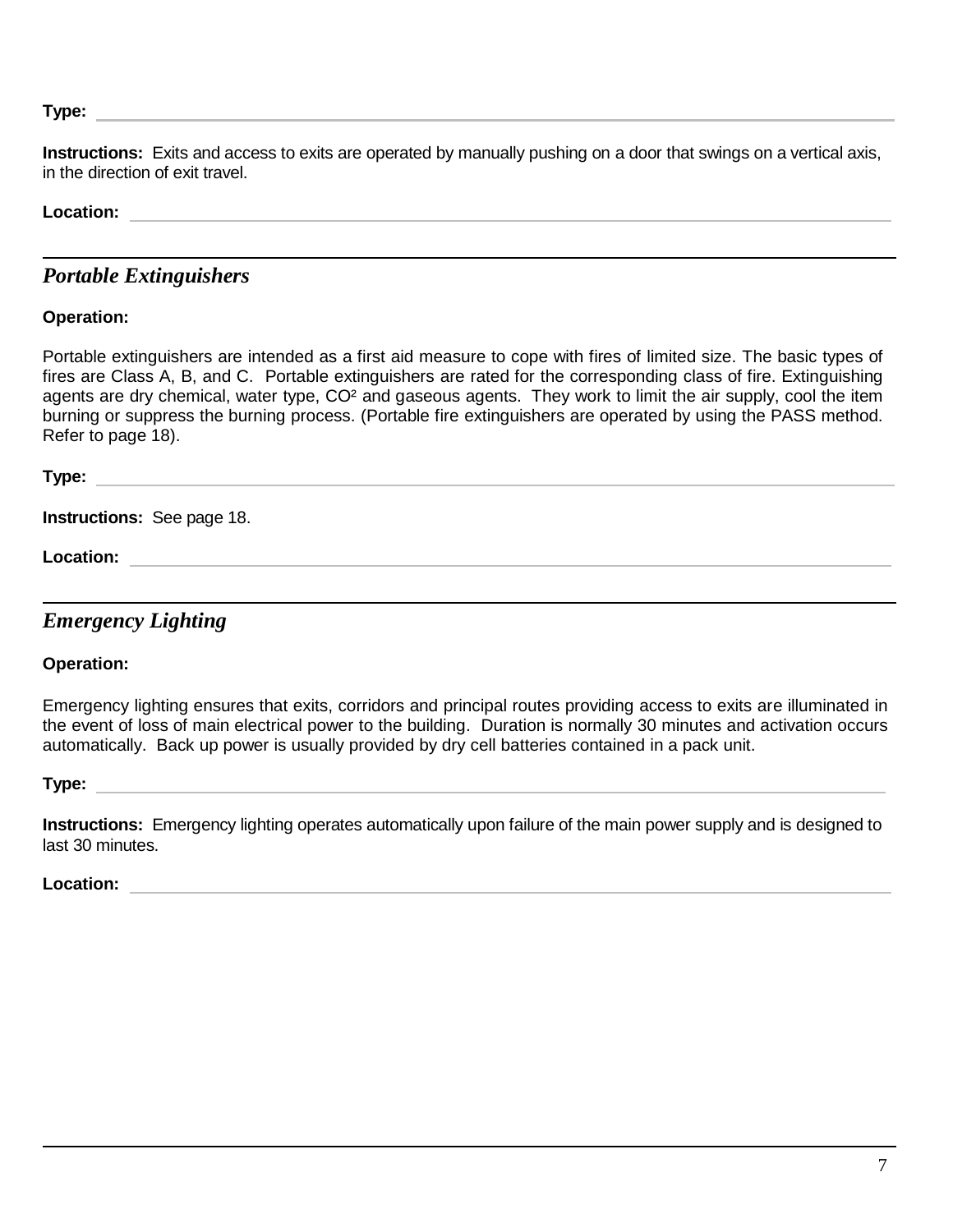**Type:** \_\_\_\_\_\_\_\_\_\_\_\_\_\_\_\_\_\_\_\_\_\_\_\_\_\_\_\_\_\_\_\_\_\_\_\_\_\_\_\_

**Instructions:** Exits and access to exits are operated by manually pushing on a door that swings on a vertical axis, in the direction of exit travel.

**Location:** \_\_\_\_\_\_\_\_\_\_\_\_\_\_\_\_\_\_\_\_\_\_\_\_\_\_\_\_\_\_\_\_\_\_\_\_\_\_\_\_

---

## *Portable Extinguishers*

**Operation:**

Portable extinguishers are intended as a first aid measure to cope with fires of limited size. The basic types of fires are Class A, B, and C. Portable extinguishers are rated for the corresponding class of fire. Extinguishing agents are dry chemical, water type, $CO^2$ and gaseous agents. They work to limit the air supply, cool the item burning or suppress the burning process. (Portable fire extinguishers are operated by using the PASS method. Refer to page 18).

**Type:** \_\_\_\_\_\_\_\_\_\_\_\_\_\_\_\_\_\_\_\_\_\_\_\_\_\_\_\_\_\_\_\_\_\_\_\_\_\_\_\_

**Instructions:** See page 18.

**Location:** \_\_\_\_\_\_\_\_\_\_\_\_\_\_\_\_\_\_\_\_\_\_\_\_\_\_\_\_\_\_\_\_\_\_\_\_\_\_\_\_

---

## *Emergency Lighting*

**Operation:**

Emergency lighting ensures that exits, corridors and principal routes providing access to exits are illuminated in the event of loss of main electrical power to the building. Duration is normally 30 minutes and activation occurs automatically. Back up power is usually provided by dry cell batteries contained in a pack unit.

**Type:** \_\_\_\_\_\_\_\_\_\_\_\_\_\_\_\_\_\_\_\_\_\_\_\_\_\_\_\_\_\_\_\_\_\_\_\_\_\_\_\_

**Instructions:** Emergency lighting operates automatically upon failure of the main power supply and is designed to last 30 minutes.

**Location:** \_\_\_\_\_\_\_\_\_\_\_\_\_\_\_\_\_\_\_\_\_\_\_\_\_\_\_\_\_\_\_\_\_\_\_\_\_\_\_\_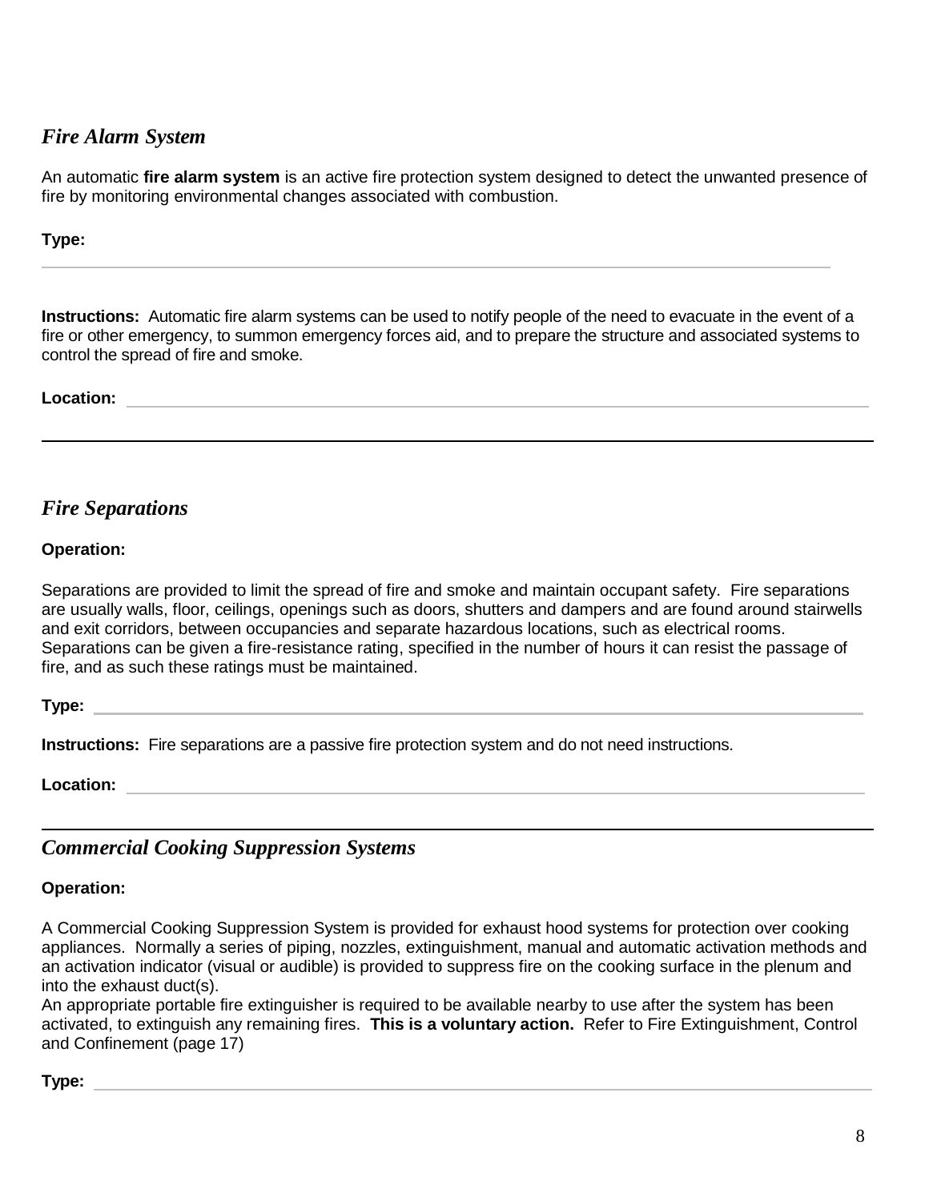### *Fire Alarm System*

An automatic **fire alarm system** is an active fire protection system designed to detect the unwanted presence of fire by monitoring environmental changes associated with combustion.

**Type:**

**Instructions:** Automatic fire alarm systems can be used to notify people of the need to evacuate in the event of a fire or other emergency, to summon emergency forces aid, and to prepare the structure and associated systems to control the spread of fire and smoke.

**Location:**

---

### *Fire Separations*

**Operation:**

Separations are provided to limit the spread of fire and smoke and maintain occupant safety. Fire separations are usually walls, floor, ceilings, openings such as doors, shutters and dampers and are found around stairwells and exit corridors, between occupancies and separate hazardous locations, such as electrical rooms. Separations can be given a fire-resistance rating, specified in the number of hours it can resist the passage of fire, and as such these ratings must be maintained.

**Type:**

**Instructions:** Fire separations are a passive fire protection system and do not need instructions.

**Location:**

---

### *Commercial Cooking Suppression Systems*

**Operation:**

A Commercial Cooking Suppression System is provided for exhaust hood systems for protection over cooking appliances. Normally a series of piping, nozzles, extinguishment, manual and automatic activation methods and an activation indicator (visual or audible) is provided to suppress fire on the cooking surface in the plenum and into the exhaust duct(s).
An appropriate portable fire extinguisher is required to be available nearby to use after the system has been activated, to extinguish any remaining fires. **This is a voluntary action.** Refer to Fire Extinguishment, Control and Confinement (page 17)

**Type:**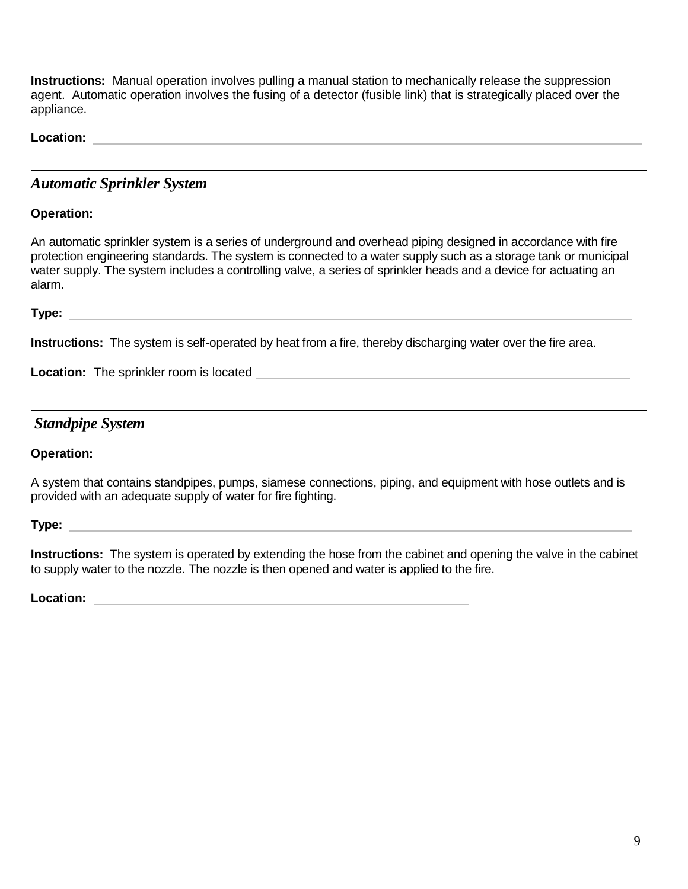**Instructions:** Manual operation involves pulling a manual station to mechanically release the suppression agent. Automatic operation involves the fusing of a detector (fusible link) that is strategically placed over the appliance.

**Location:** ______________________________________________

---

## *Automatic Sprinkler System*

**Operation:**

An automatic sprinkler system is a series of underground and overhead piping designed in accordance with fire protection engineering standards. The system is connected to a water supply such as a storage tank or municipal water supply. The system includes a controlling valve, a series of sprinkler heads and a device for actuating an alarm.

**Type:** ______________________________________________

**Instructions:** The system is self-operated by heat from a fire, thereby discharging water over the fire area.

**Location:** The sprinkler room is located ______________________________

---

## *Standpipe System*

**Operation:**

A system that contains standpipes, pumps, siamese connections, piping, and equipment with hose outlets and is provided with an adequate supply of water for fire fighting.

**Type:** ______________________________________________

**Instructions:** The system is operated by extending the hose from the cabinet and opening the valve in the cabinet to supply water to the nozzle. The nozzle is then opened and water is applied to the fire.

**Location:** ______________________________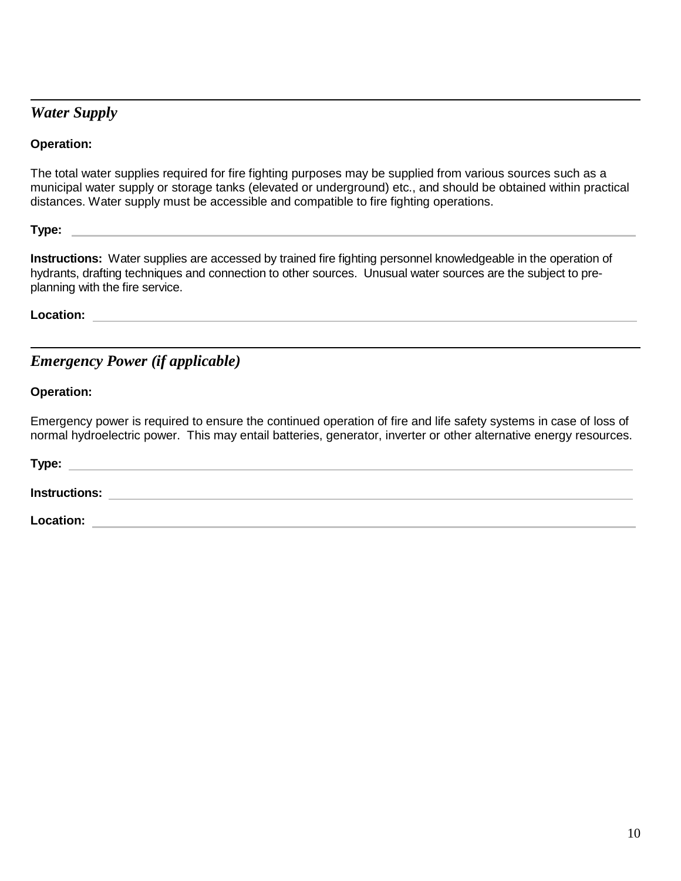## *Water Supply*

**Operation:**

The total water supplies required for fire fighting purposes may be supplied from various sources such as a municipal water supply or storage tanks (elevated or underground) etc., and should be obtained within practical distances. Water supply must be accessible and compatible to fire fighting operations.

**Type:** ______________________________

**Instructions:** Water supplies are accessed by trained fire fighting personnel knowledgeable in the operation of hydrants, drafting techniques and connection to other sources. Unusual water sources are the subject to pre-planning with the fire service.

**Location:** ______________________________

## *Emergency Power (if applicable)*

**Operation:**

Emergency power is required to ensure the continued operation of fire and life safety systems in case of loss of normal hydroelectric power. This may entail batteries, generator, inverter or other alternative energy resources.

**Type:** ______________________________

**Instructions:** ______________________________

**Location:** ______________________________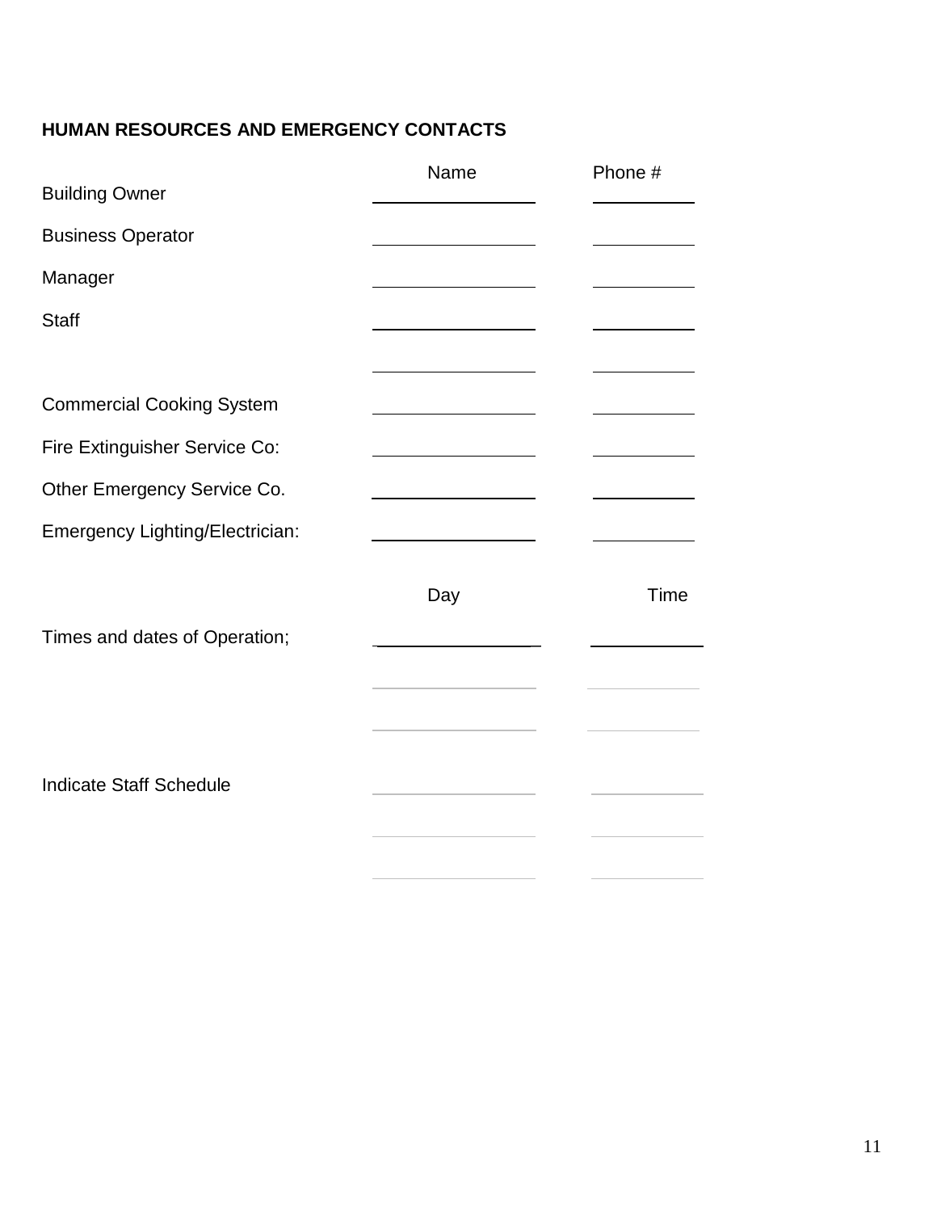**HUMAN RESOURCES AND EMERGENCY CONTACTS**

| | Name | Phone # |
|---|---|---|
| Building Owner | | |
| Business Operator | | |
| Manager | | |
| Staff | | |
| | | |
| Commercial Cooking System | | |
| Fire Extinguisher Service Co: | | |
| Other Emergency Service Co. | | |
| Emergency Lighting/Electrician: | | |

| | Day | Time |
|---|---|---|
| Times and dates of Operation; | | |
| | | |
| | | |
| Indicate Staff Schedule | | |
| | | |
| | | |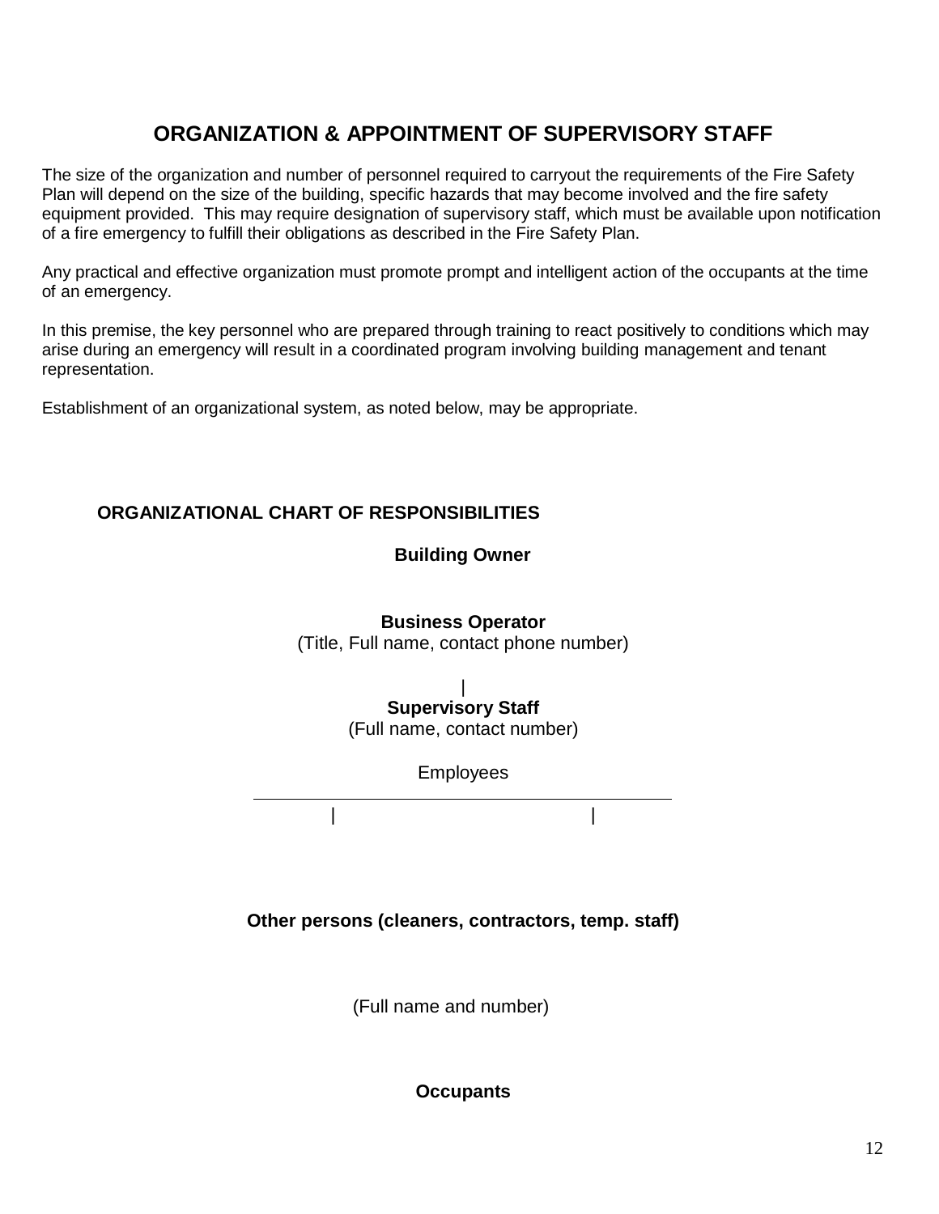# ORGANIZATION & APPOINTMENT OF SUPERVISORY STAFF

The size of the organization and number of personnel required to carryout the requirements of the Fire Safety Plan will depend on the size of the building, specific hazards that may become involved and the fire safety equipment provided. This may require designation of supervisory staff, which must be available upon notification of a fire emergency to fulfill their obligations as described in the Fire Safety Plan.

Any practical and effective organization must promote prompt and intelligent action of the occupants at the time of an emergency.

In this premise, the key personnel who are prepared through training to react positively to conditions which may arise during an emergency will result in a coordinated program involving building management and tenant representation.

Establishment of an organizational system, as noted below, may be appropriate.

## ORGANIZATIONAL CHART OF RESPONSIBILITIES

**Building Owner**

**Business Operator**
(Title, Full name, contact phone number)

|

**Supervisory Staff**
(Full name, contact number)

Employees

| |

**Other persons (cleaners, contractors, temp. staff)**

(Full name and number)

**Occupants**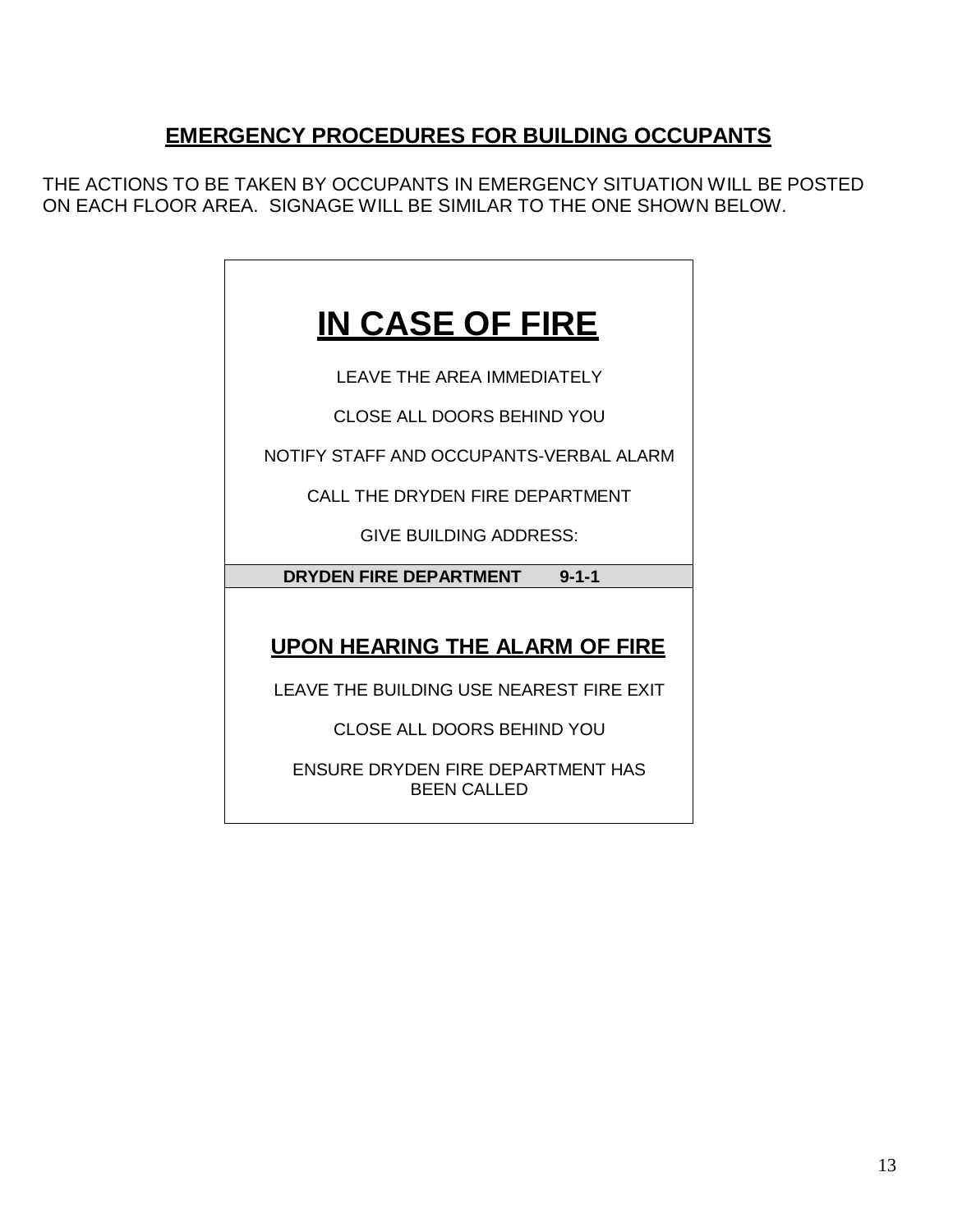## EMERGENCY PROCEDURES FOR BUILDING OCCUPANTS

THE ACTIONS TO BE TAKEN BY OCCUPANTS IN EMERGENCY SITUATION WILL BE POSTED ON EACH FLOOR AREA. SIGNAGE WILL BE SIMILAR TO THE ONE SHOWN BELOW.

# IN CASE OF FIRE

LEAVE THE AREA IMMEDIATELY

CLOSE ALL DOORS BEHIND YOU

NOTIFY STAFF AND OCCUPANTS-VERBAL ALARM

CALL THE DRYDEN FIRE DEPARTMENT

GIVE BUILDING ADDRESS:

**DRYDEN FIRE DEPARTMENT 9-1-1**

## UPON HEARING THE ALARM OF FIRE

LEAVE THE BUILDING USE NEAREST FIRE EXIT

CLOSE ALL DOORS BEHIND YOU

ENSURE DRYDEN FIRE DEPARTMENT HAS BEEN CALLED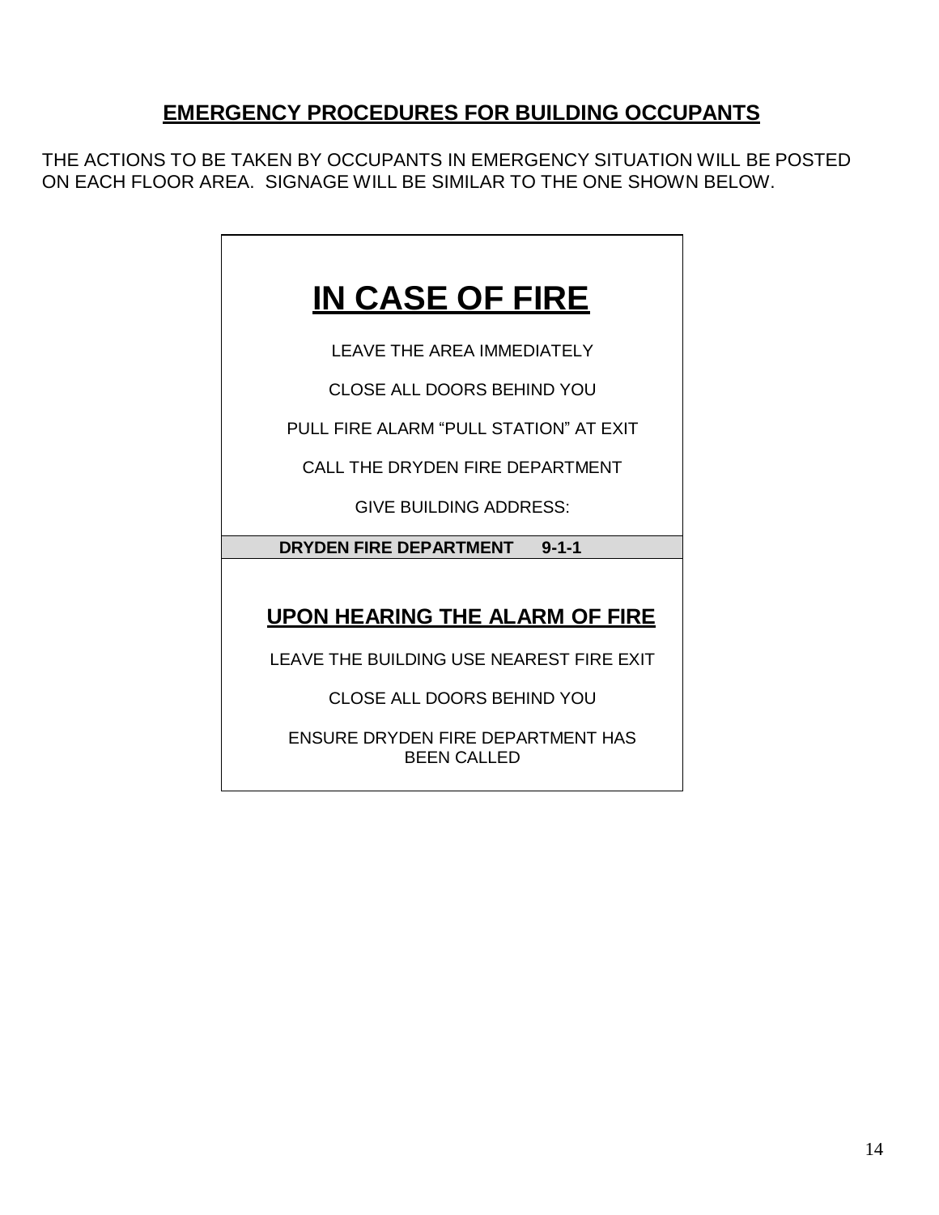## EMERGENCY PROCEDURES FOR BUILDING OCCUPANTS

THE ACTIONS TO BE TAKEN BY OCCUPANTS IN EMERGENCY SITUATION WILL BE POSTED ON EACH FLOOR AREA. SIGNAGE WILL BE SIMILAR TO THE ONE SHOWN BELOW.

# IN CASE OF FIRE

LEAVE THE AREA IMMEDIATELY

CLOSE ALL DOORS BEHIND YOU

PULL FIRE ALARM "PULL STATION" AT EXIT

CALL THE DRYDEN FIRE DEPARTMENT

GIVE BUILDING ADDRESS:

**DRYDEN FIRE DEPARTMENT 9-1-1**

## UPON HEARING THE ALARM OF FIRE

LEAVE THE BUILDING USE NEAREST FIRE EXIT

CLOSE ALL DOORS BEHIND YOU

ENSURE DRYDEN FIRE DEPARTMENT HAS BEEN CALLED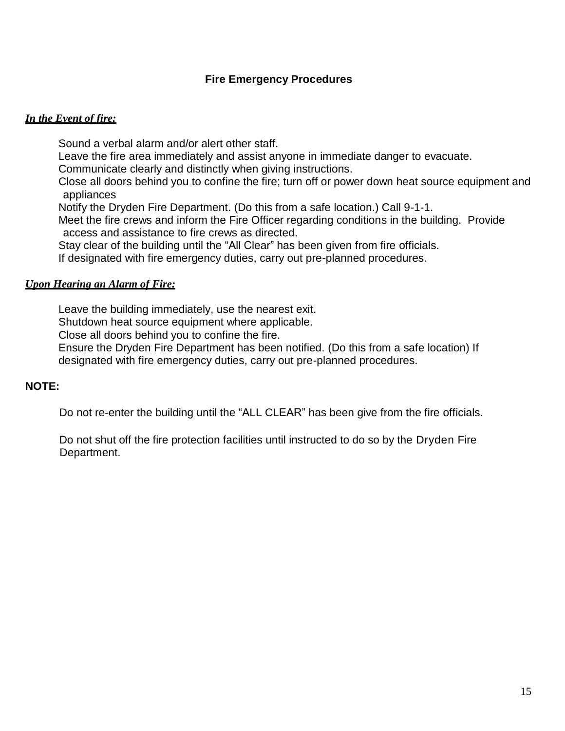## Fire Emergency Procedures

***In the Event of fire:***

Sound a verbal alarm and/or alert other staff.
Leave the fire area immediately and assist anyone in immediate danger to evacuate.
Communicate clearly and distinctly when giving instructions.
Close all doors behind you to confine the fire; turn off or power down heat source equipment and appliances
Notify the Dryden Fire Department. (Do this from a safe location.) Call 9-1-1.
Meet the fire crews and inform the Fire Officer regarding conditions in the building. Provide access and assistance to fire crews as directed.
Stay clear of the building until the "All Clear" has been given from fire officials.
If designated with fire emergency duties, carry out pre-planned procedures.

***Upon Hearing an Alarm of Fire:***

Leave the building immediately, use the nearest exit.
Shutdown heat source equipment where applicable.
Close all doors behind you to confine the fire.
Ensure the Dryden Fire Department has been notified. (Do this from a safe location) If designated with fire emergency duties, carry out pre-planned procedures.

**NOTE:**

Do not re-enter the building until the "ALL CLEAR" has been give from the fire officials.

Do not shut off the fire protection facilities until instructed to do so by the Dryden Fire Department.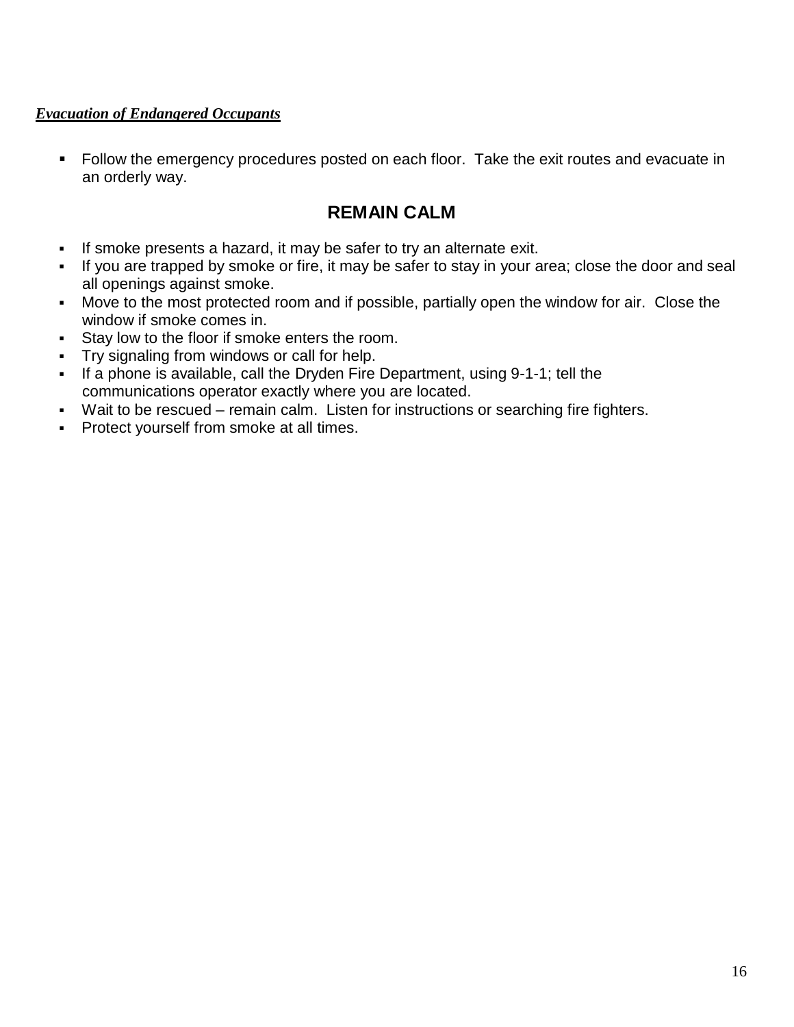***Evacuation of Endangered Occupants***

- Follow the emergency procedures posted on each floor. Take the exit routes and evacuate in an orderly way.

## REMAIN CALM

- If smoke presents a hazard, it may be safer to try an alternate exit.
- If you are trapped by smoke or fire, it may be safer to stay in your area; close the door and seal all openings against smoke.
- Move to the most protected room and if possible, partially open the window for air. Close the window if smoke comes in.
- Stay low to the floor if smoke enters the room.
- Try signaling from windows or call for help.
- If a phone is available, call the Dryden Fire Department, using 9-1-1; tell the communications operator exactly where you are located.
- Wait to be rescued – remain calm. Listen for instructions or searching fire fighters.
- Protect yourself from smoke at all times.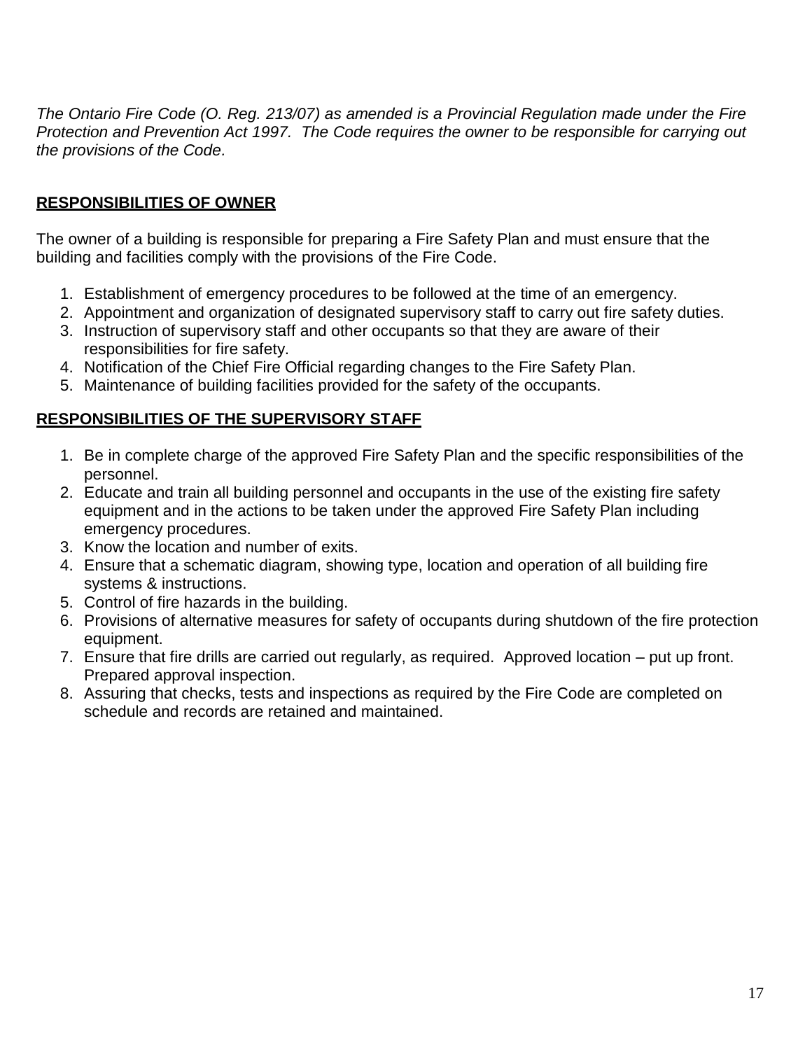*The Ontario Fire Code (O. Reg. 213/07) as amended is a Provincial Regulation made under the Fire Protection and Prevention Act 1997. The Code requires the owner to be responsible for carrying out the provisions of the Code.*

## RESPONSIBILITIES OF OWNER

The owner of a building is responsible for preparing a Fire Safety Plan and must ensure that the building and facilities comply with the provisions of the Fire Code.

1. Establishment of emergency procedures to be followed at the time of an emergency.
2. Appointment and organization of designated supervisory staff to carry out fire safety duties.
3. Instruction of supervisory staff and other occupants so that they are aware of their responsibilities for fire safety.
4. Notification of the Chief Fire Official regarding changes to the Fire Safety Plan.
5. Maintenance of building facilities provided for the safety of the occupants.

## RESPONSIBILITIES OF THE SUPERVISORY STAFF

1. Be in complete charge of the approved Fire Safety Plan and the specific responsibilities of the personnel.
2. Educate and train all building personnel and occupants in the use of the existing fire safety equipment and in the actions to be taken under the approved Fire Safety Plan including emergency procedures.
3. Know the location and number of exits.
4. Ensure that a schematic diagram, showing type, location and operation of all building fire systems & instructions.
5. Control of fire hazards in the building.
6. Provisions of alternative measures for safety of occupants during shutdown of the fire protection equipment.
7. Ensure that fire drills are carried out regularly, as required. Approved location – put up front. Prepared approval inspection.
8. Assuring that checks, tests and inspections as required by the Fire Code are completed on schedule and records are retained and maintained.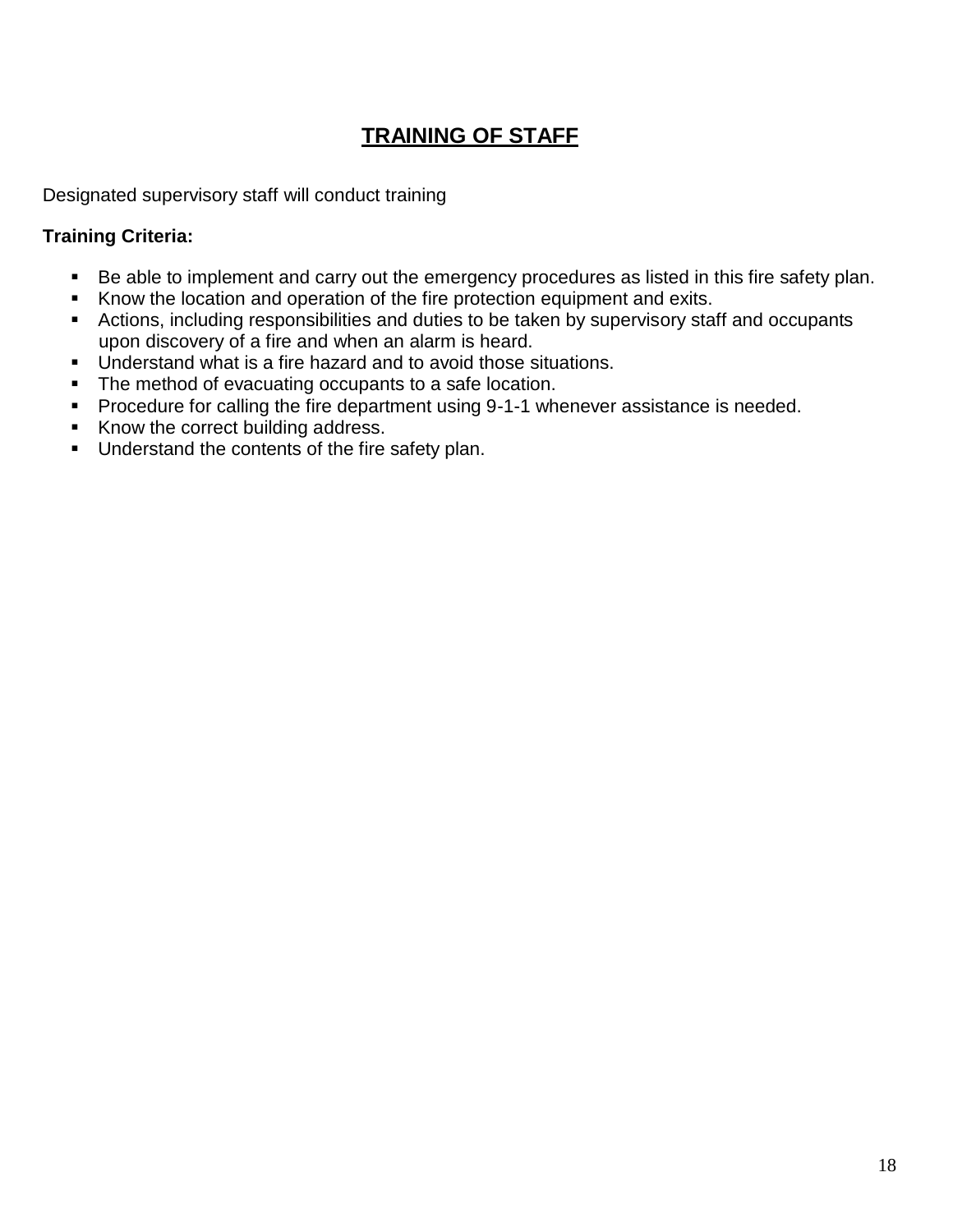# TRAINING OF STAFF

Designated supervisory staff will conduct training

**Training Criteria:**

- Be able to implement and carry out the emergency procedures as listed in this fire safety plan.
- Know the location and operation of the fire protection equipment and exits.
- Actions, including responsibilities and duties to be taken by supervisory staff and occupants upon discovery of a fire and when an alarm is heard.
- Understand what is a fire hazard and to avoid those situations.
- The method of evacuating occupants to a safe location.
- Procedure for calling the fire department using 9-1-1 whenever assistance is needed.
- Know the correct building address.
- Understand the contents of the fire safety plan.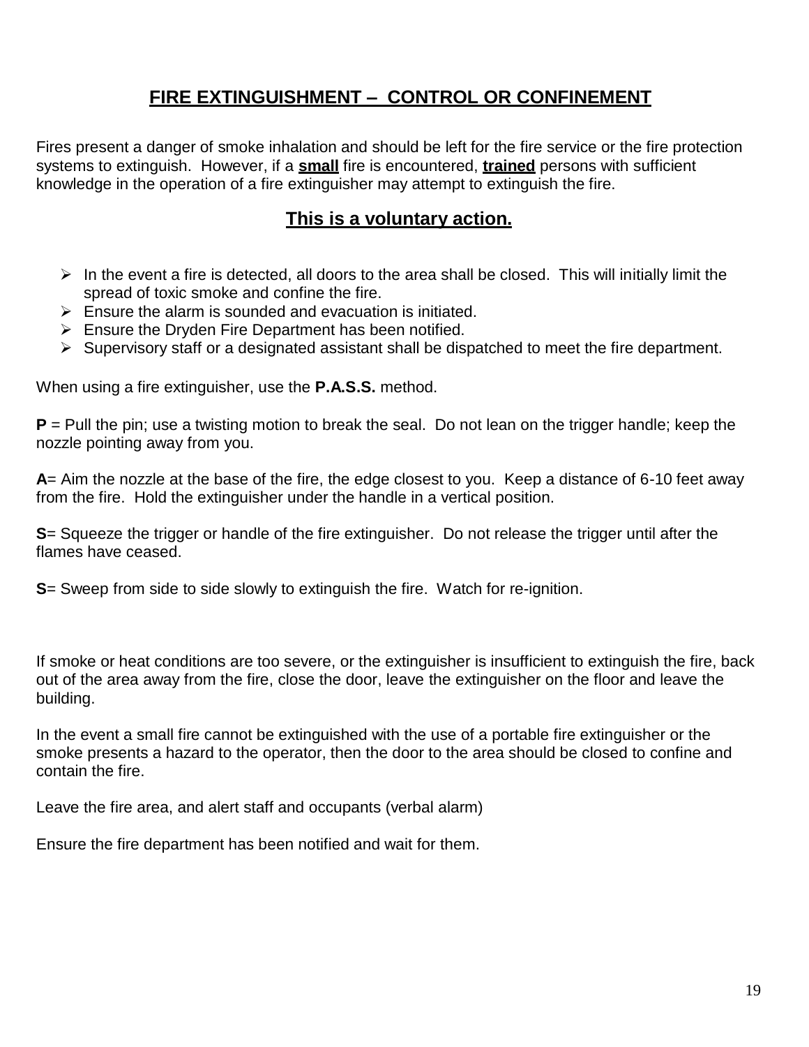# FIRE EXTINGUISHMENT – CONTROL OR CONFINEMENT

Fires present a danger of smoke inhalation and should be left for the fire service or the fire protection systems to extinguish. However, if a **small** fire is encountered, **trained** persons with sufficient knowledge in the operation of a fire extinguisher may attempt to extinguish the fire.

## This is a voluntary action.

- In the event a fire is detected, all doors to the area shall be closed. This will initially limit the spread of toxic smoke and confine the fire.
- Ensure the alarm is sounded and evacuation is initiated.
- Ensure the Dryden Fire Department has been notified.
- Supervisory staff or a designated assistant shall be dispatched to meet the fire department.

When using a fire extinguisher, use the **P.A.S.S.** method.

**P** = Pull the pin; use a twisting motion to break the seal. Do not lean on the trigger handle; keep the nozzle pointing away from you.

**A**= Aim the nozzle at the base of the fire, the edge closest to you. Keep a distance of 6-10 feet away from the fire. Hold the extinguisher under the handle in a vertical position.

**S**= Squeeze the trigger or handle of the fire extinguisher. Do not release the trigger until after the flames have ceased.

**S**= Sweep from side to side slowly to extinguish the fire. Watch for re-ignition.

If smoke or heat conditions are too severe, or the extinguisher is insufficient to extinguish the fire, back out of the area away from the fire, close the door, leave the extinguisher on the floor and leave the building.

In the event a small fire cannot be extinguished with the use of a portable fire extinguisher or the smoke presents a hazard to the operator, then the door to the area should be closed to confine and contain the fire.

Leave the fire area, and alert staff and occupants (verbal alarm)

Ensure the fire department has been notified and wait for them.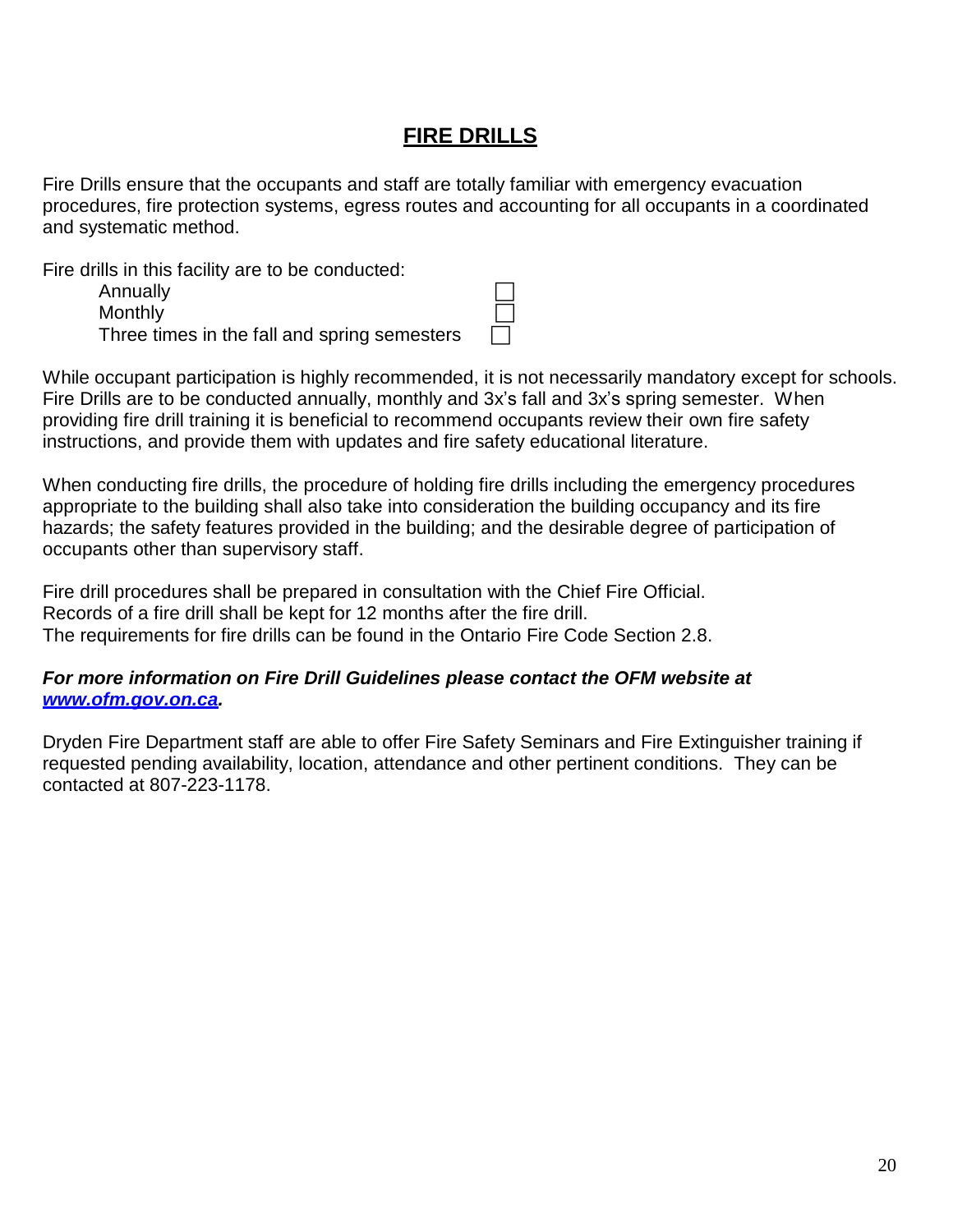# FIRE DRILLS

Fire Drills ensure that the occupants and staff are totally familiar with emergency evacuation procedures, fire protection systems, egress routes and accounting for all occupants in a coordinated and systematic method.

Fire drills in this facility are to be conducted:

- Annually ☐
- Monthly ☐
- Three times in the fall and spring semesters ☐

While occupant participation is highly recommended, it is not necessarily mandatory except for schools. Fire Drills are to be conducted annually, monthly and 3x's fall and 3x's spring semester. When providing fire drill training it is beneficial to recommend occupants review their own fire safety instructions, and provide them with updates and fire safety educational literature.

When conducting fire drills, the procedure of holding fire drills including the emergency procedures appropriate to the building shall also take into consideration the building occupancy and its fire hazards; the safety features provided in the building; and the desirable degree of participation of occupants other than supervisory staff.

Fire drill procedures shall be prepared in consultation with the Chief Fire Official.
Records of a fire drill shall be kept for 12 months after the fire drill.
The requirements for fire drills can be found in the Ontario Fire Code Section 2.8.

***For more information on Fire Drill Guidelines please contact the OFM website at [www.ofm.gov.on.ca](http://www.ofm.gov.on.ca).***

Dryden Fire Department staff are able to offer Fire Safety Seminars and Fire Extinguisher training if requested pending availability, location, attendance and other pertinent conditions. They can be contacted at 807-223-1178.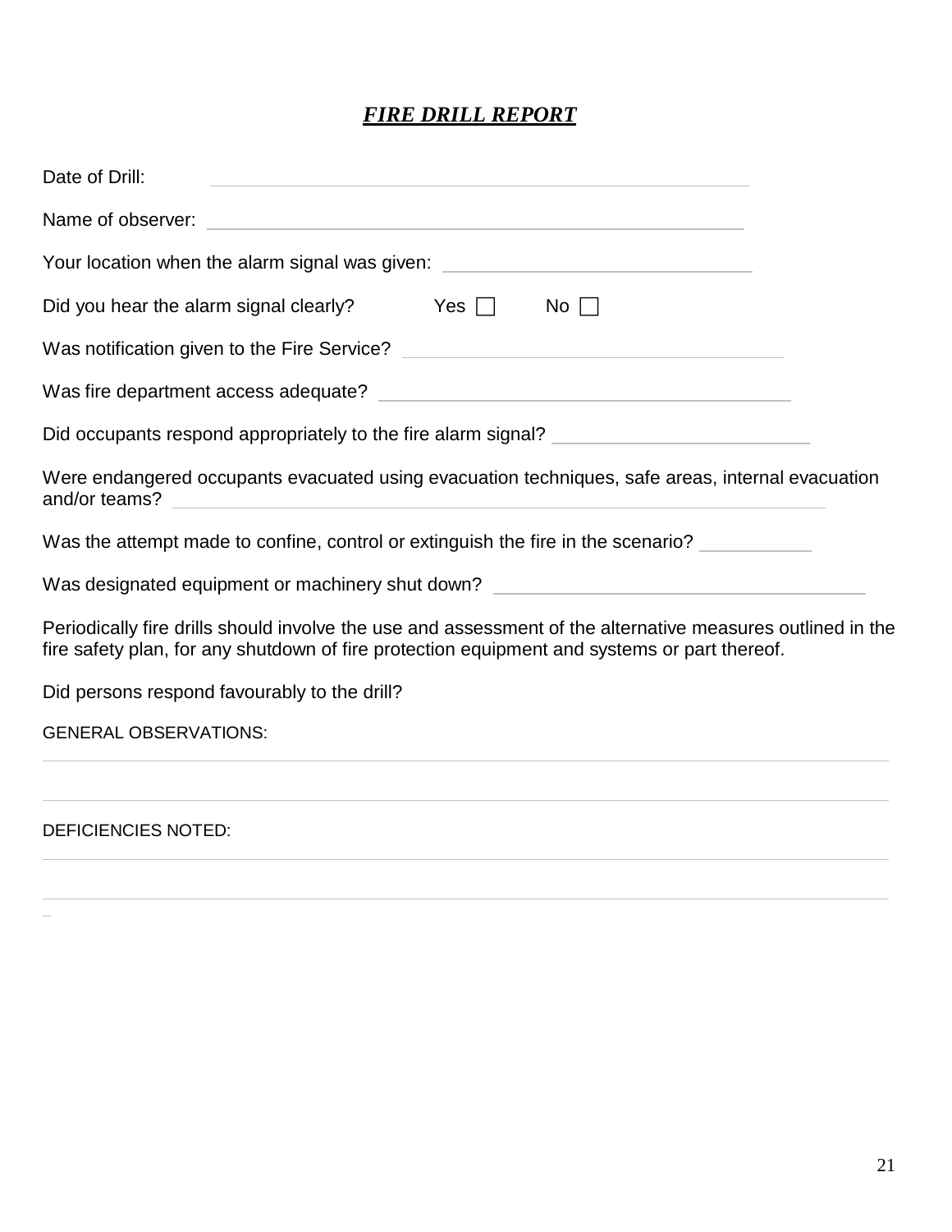# ***FIRE DRILL REPORT***

Date of Drill: ______________________________________________

Name of observer: ______________________________________________

Your location when the alarm signal was given: ____________________________

Did you hear the alarm signal clearly? Yes ☐ No ☐

Was notification given to the Fire Service? ______________________________

Was fire department access adequate? ______________________________

Did occupants respond appropriately to the fire alarm signal? ____________________

Were endangered occupants evacuated using evacuation techniques, safe areas, internal evacuation and/or teams? ______________________________________________

Was the attempt made to confine, control or extinguish the fire in the scenario? __________

Was designated equipment or machinery shut down? ______________________________

Periodically fire drills should involve the use and assessment of the alternative measures outlined in the fire safety plan, for any shutdown of fire protection equipment and systems or part thereof.

Did persons respond favourably to the drill?

GENERAL OBSERVATIONS:

______________________________________________________________________________

______________________________________________________________________________

DEFICIENCIES NOTED:

______________________________________________________________________________

______________________________________________________________________________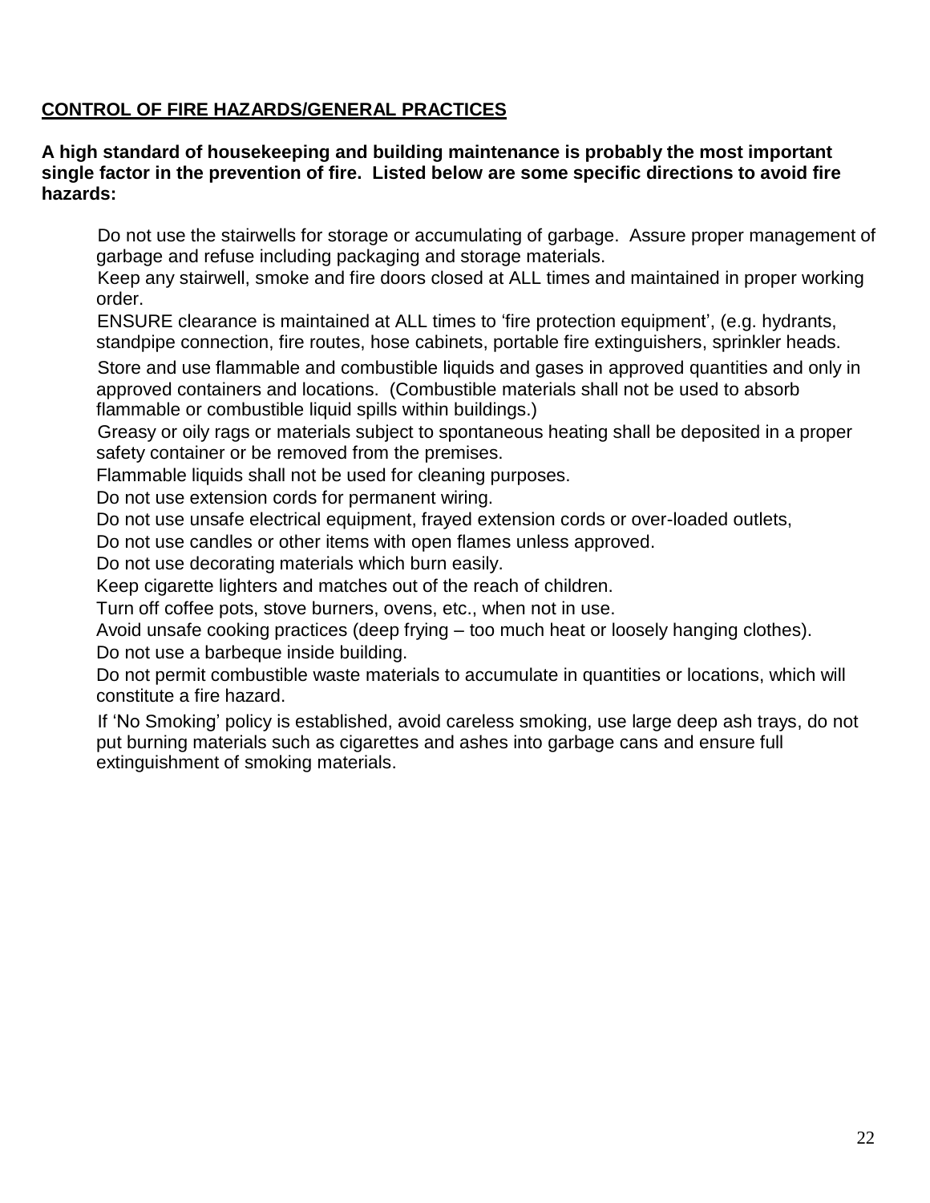## CONTROL OF FIRE HAZARDS/GENERAL PRACTICES

**A high standard of housekeeping and building maintenance is probably the most important single factor in the prevention of fire. Listed below are some specific directions to avoid fire hazards:**

- Do not use the stairwells for storage or accumulating of garbage. Assure proper management of garbage and refuse including packaging and storage materials.
- Keep any stairwell, smoke and fire doors closed at ALL times and maintained in proper working order.
- ENSURE clearance is maintained at ALL times to 'fire protection equipment', (e.g. hydrants, standpipe connection, fire routes, hose cabinets, portable fire extinguishers, sprinkler heads.
- Store and use flammable and combustible liquids and gases in approved quantities and only in approved containers and locations. (Combustible materials shall not be used to absorb flammable or combustible liquid spills within buildings.)
- Greasy or oily rags or materials subject to spontaneous heating shall be deposited in a proper safety container or be removed from the premises.
- Flammable liquids shall not be used for cleaning purposes.
- Do not use extension cords for permanent wiring.
- Do not use unsafe electrical equipment, frayed extension cords or over-loaded outlets,
- Do not use candles or other items with open flames unless approved.
- Do not use decorating materials which burn easily.
- Keep cigarette lighters and matches out of the reach of children.
- Turn off coffee pots, stove burners, ovens, etc., when not in use.
- Avoid unsafe cooking practices (deep frying – too much heat or loosely hanging clothes).
- Do not use a barbeque inside building.
- Do not permit combustible waste materials to accumulate in quantities or locations, which will constitute a fire hazard.
- If 'No Smoking' policy is established, avoid careless smoking, use large deep ash trays, do not put burning materials such as cigarettes and ashes into garbage cans and ensure full extinguishment of smoking materials.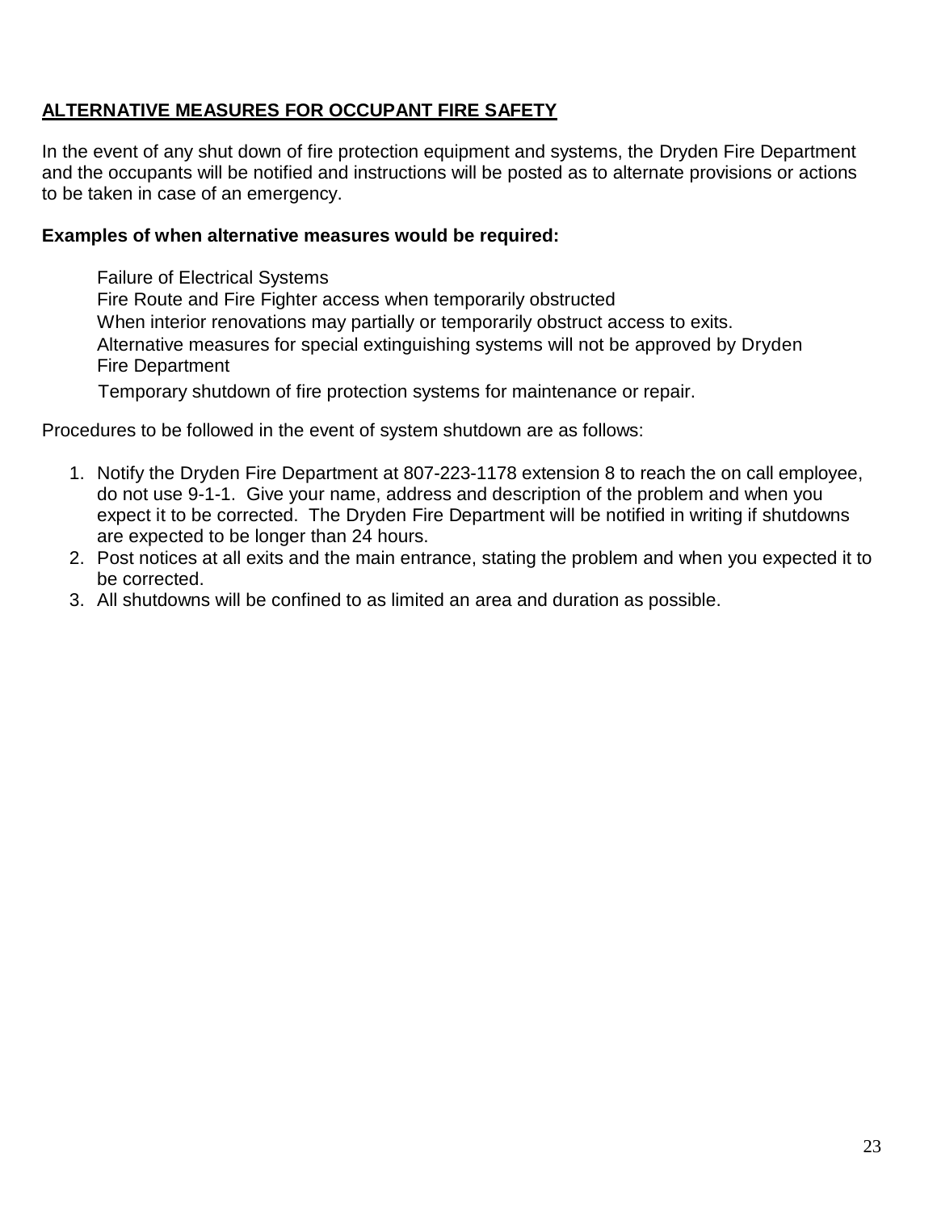## ALTERNATIVE MEASURES FOR OCCUPANT FIRE SAFETY

In the event of any shut down of fire protection equipment and systems, the Dryden Fire Department and the occupants will be notified and instructions will be posted as to alternate provisions or actions to be taken in case of an emergency.

**Examples of when alternative measures would be required:**

Failure of Electrical Systems
Fire Route and Fire Fighter access when temporarily obstructed
When interior renovations may partially or temporarily obstruct access to exits.
Alternative measures for special extinguishing systems will not be approved by Dryden Fire Department
Temporary shutdown of fire protection systems for maintenance or repair.

Procedures to be followed in the event of system shutdown are as follows:

1. Notify the Dryden Fire Department at 807-223-1178 extension 8 to reach the on call employee, do not use 9-1-1. Give your name, address and description of the problem and when you expect it to be corrected. The Dryden Fire Department will be notified in writing if shutdowns are expected to be longer than 24 hours.
2. Post notices at all exits and the main entrance, stating the problem and when you expected it to be corrected.
3. All shutdowns will be confined to as limited an area and duration as possible.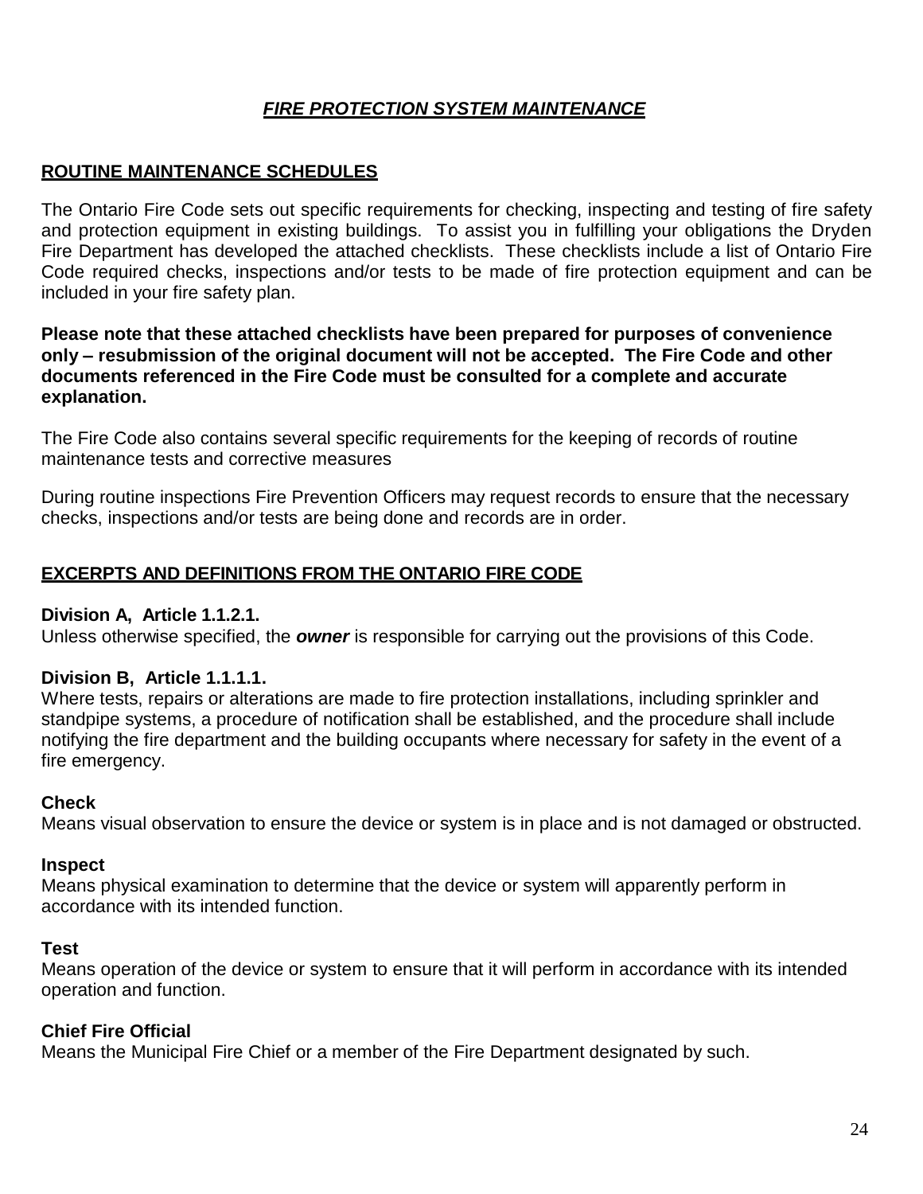# ***FIRE PROTECTION SYSTEM MAINTENANCE***

## ROUTINE MAINTENANCE SCHEDULES

The Ontario Fire Code sets out specific requirements for checking, inspecting and testing of fire safety and protection equipment in existing buildings. To assist you in fulfilling your obligations the Dryden Fire Department has developed the attached checklists. These checklists include a list of Ontario Fire Code required checks, inspections and/or tests to be made of fire protection equipment and can be included in your fire safety plan.

**Please note that these attached checklists have been prepared for purposes of convenience only – resubmission of the original document will not be accepted. The Fire Code and other documents referenced in the Fire Code must be consulted for a complete and accurate explanation.**

The Fire Code also contains several specific requirements for the keeping of records of routine maintenance tests and corrective measures

During routine inspections Fire Prevention Officers may request records to ensure that the necessary checks, inspections and/or tests are being done and records are in order.

## EXCERPTS AND DEFINITIONS FROM THE ONTARIO FIRE CODE

**Division A, Article 1.1.2.1.**
Unless otherwise specified, the ***owner*** is responsible for carrying out the provisions of this Code.

**Division B, Article 1.1.1.1.**
Where tests, repairs or alterations are made to fire protection installations, including sprinkler and standpipe systems, a procedure of notification shall be established, and the procedure shall include notifying the fire department and the building occupants where necessary for safety in the event of a fire emergency.

**Check**
Means visual observation to ensure the device or system is in place and is not damaged or obstructed.

**Inspect**
Means physical examination to determine that the device or system will apparently perform in accordance with its intended function.

**Test**
Means operation of the device or system to ensure that it will perform in accordance with its intended operation and function.

**Chief Fire Official**
Means the Municipal Fire Chief or a member of the Fire Department designated by such.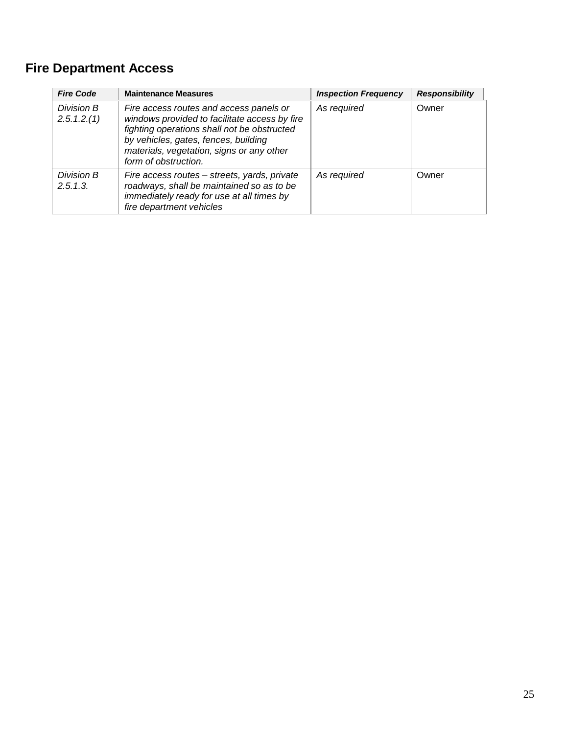## Fire Department Access

| *Fire Code* | **Maintenance Measures** | *Inspection Frequency* | *Responsibility* |
|---|---|---|---|
| *Division B 2.5.1.2.(1)* | *Fire access routes and access panels or windows provided to facilitate access by fire fighting operations shall not be obstructed by vehicles, gates, fences, building materials, vegetation, signs or any other form of obstruction.* | *As required* | Owner |
| *Division B 2.5.1.3.* | *Fire access routes – streets, yards, private roadways, shall be maintained so as to be immediately ready for use at all times by fire department vehicles* | *As required* | Owner |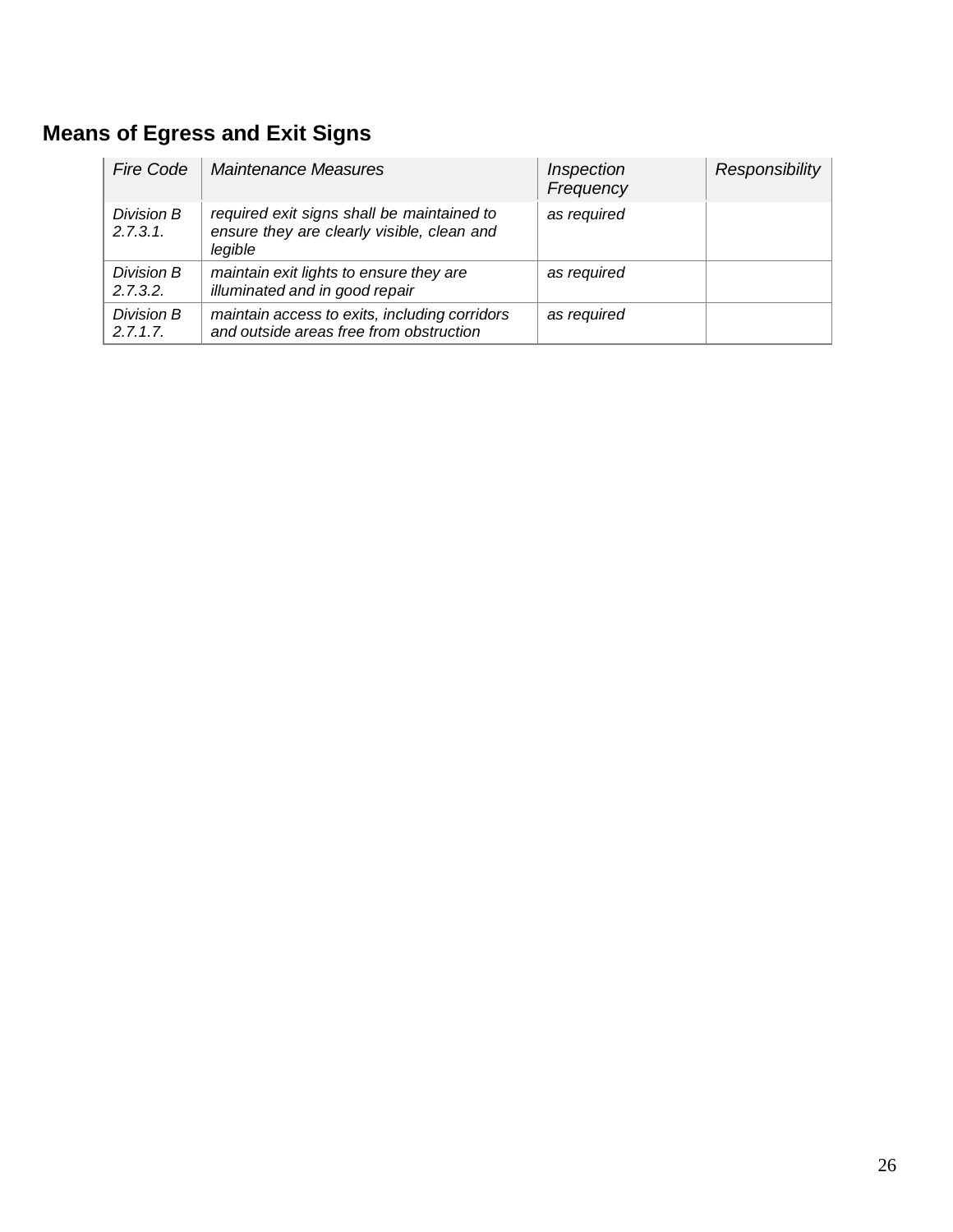## Means of Egress and Exit Signs

| *Fire Code* | *Maintenance Measures* | *Inspection Frequency* | *Responsibility* |
|---|---|---|---|
| *Division B 2.7.3.1.* | *required exit signs shall be maintained to ensure they are clearly visible, clean and legible* | *as required* | |
| *Division B 2.7.3.2.* | *maintain exit lights to ensure they are illuminated and in good repair* | *as required* | |
| *Division B 2.7.1.7.* | *maintain access to exits, including corridors and outside areas free from obstruction* | *as required* | |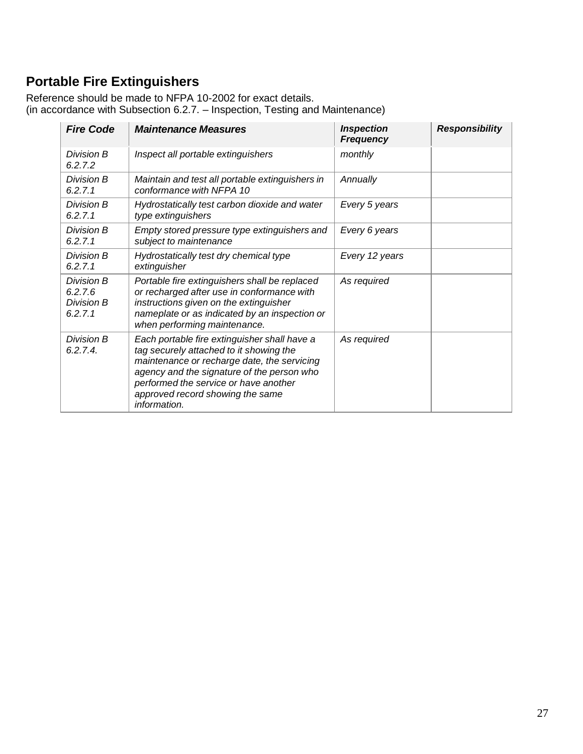## Portable Fire Extinguishers

Reference should be made to NFPA 10-2002 for exact details.
(in accordance with Subsection 6.2.7. – Inspection, Testing and Maintenance)

| ***Fire Code*** | ***Maintenance Measures*** | ***Inspection Frequency*** | ***Responsibility*** |
|---|---|---|---|
| *Division B 6.2.7.2* | *Inspect all portable extinguishers* | *monthly* | |
| *Division B 6.2.7.1* | *Maintain and test all portable extinguishers in conformance with NFPA 10* | *Annually* | |
| *Division B 6.2.7.1* | *Hydrostatically test carbon dioxide and water type extinguishers* | *Every 5 years* | |
| *Division B 6.2.7.1* | *Empty stored pressure type extinguishers and subject to maintenance* | *Every 6 years* | |
| *Division B 6.2.7.1* | *Hydrostatically test dry chemical type extinguisher* | *Every 12 years* | |
| *Division B 6.2.7.6 Division B 6.2.7.1* | *Portable fire extinguishers shall be replaced or recharged after use in conformance with instructions given on the extinguisher nameplate or as indicated by an inspection or when performing maintenance.* | *As required* | |
| *Division B 6.2.7.4.* | *Each portable fire extinguisher shall have a tag securely attached to it showing the maintenance or recharge date, the servicing agency and the signature of the person who performed the service or have another approved record showing the same information.* | *As required* | |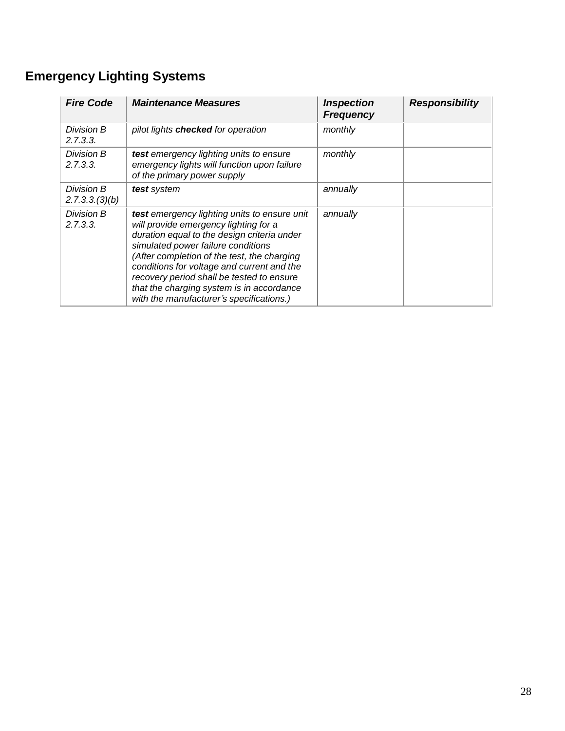## Emergency Lighting Systems

| *Fire Code* | *Maintenance Measures* | *Inspection Frequency* | *Responsibility* |
|---|---|---|---|
| *Division B 2.7.3.3.* | *pilot lights **checked** for operation* | *monthly* | |
| *Division B 2.7.3.3.* | ***test** emergency lighting units to ensure emergency lights will function upon failure of the primary power supply* | *monthly* | |
| *Division B 2.7.3.3.(3)(b)* | ***test** system* | *annually* | |
| *Division B 2.7.3.3.* | ***test** emergency lighting units to ensure unit will provide emergency lighting for a duration equal to the design criteria under simulated power failure conditions (After completion of the test, the charging conditions for voltage and current and the recovery period shall be tested to ensure that the charging system is in accordance with the manufacturer's specifications.)* | *annually* | |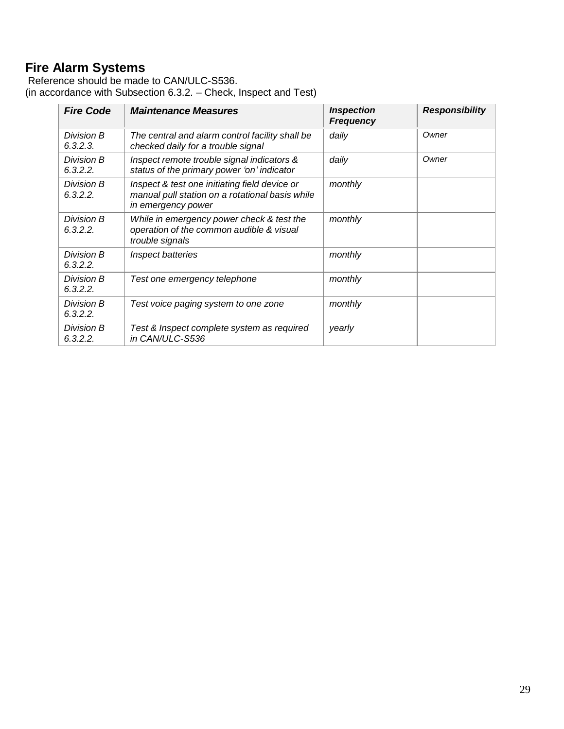## Fire Alarm Systems

Reference should be made to CAN/ULC-S536.
(in accordance with Subsection 6.3.2. – Check, Inspect and Test)

| *Fire Code* | *Maintenance Measures* | *Inspection Frequency* | *Responsibility* |
|---|---|---|---|
| *Division B 6.3.2.3.* | *The central and alarm control facility shall be checked daily for a trouble signal* | *daily* | *Owner* |
| *Division B 6.3.2.2.* | *Inspect remote trouble signal indicators & status of the primary power 'on' indicator* | *daily* | *Owner* |
| *Division B 6.3.2.2.* | *Inspect & test one initiating field device or manual pull station on a rotational basis while in emergency power* | *monthly* | |
| *Division B 6.3.2.2.* | *While in emergency power check & test the operation of the common audible & visual trouble signals* | *monthly* | |
| *Division B 6.3.2.2.* | *Inspect batteries* | *monthly* | |
| *Division B 6.3.2.2.* | *Test one emergency telephone* | *monthly* | |
| *Division B 6.3.2.2.* | *Test voice paging system to one zone* | *monthly* | |
| *Division B 6.3.2.2.* | *Test & Inspect complete system as required in CAN/ULC-S536* | *yearly* | |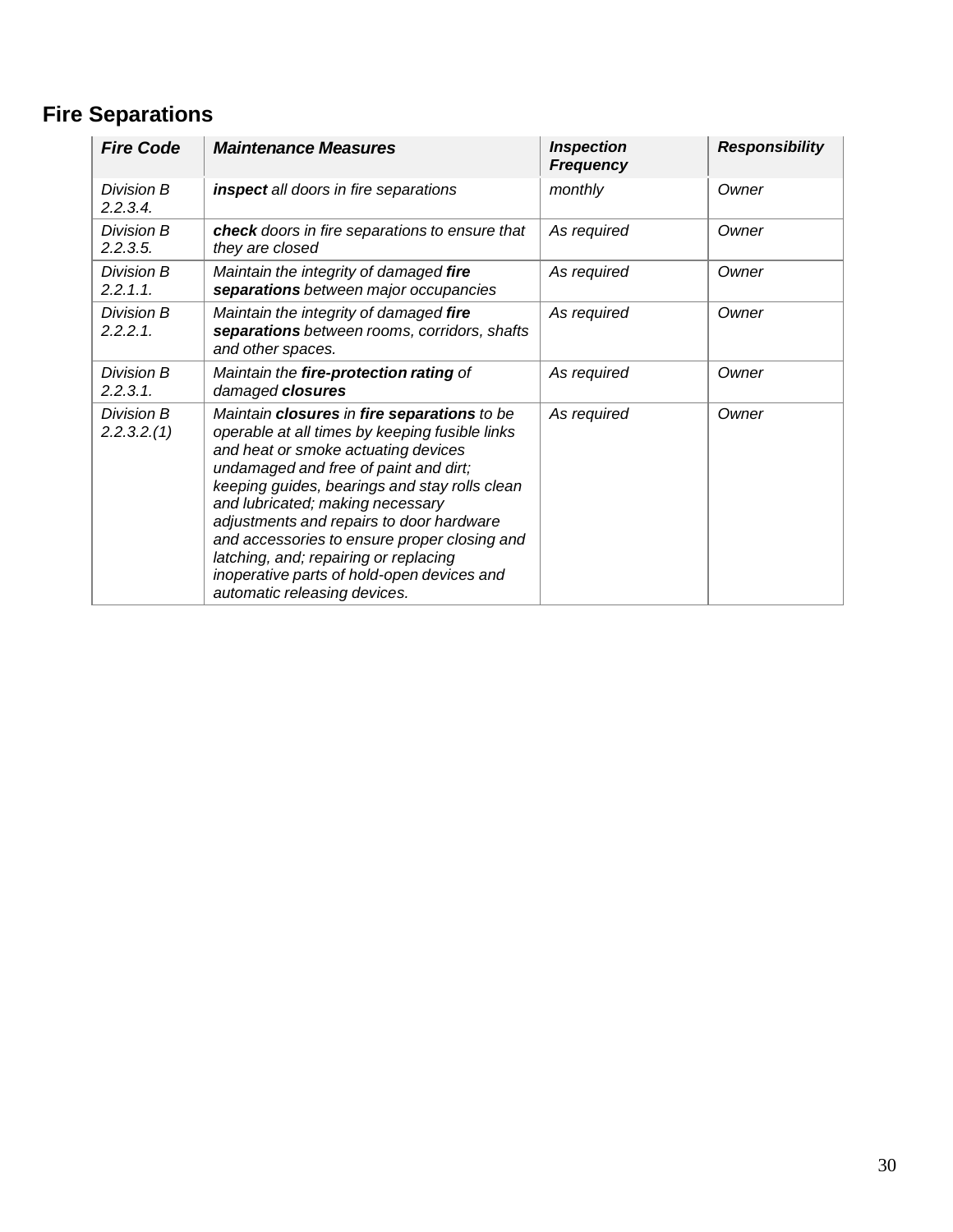## Fire Separations

| *Fire Code* | *Maintenance Measures* | *Inspection Frequency* | *Responsibility* |
|---|---|---|---|
| *Division B 2.2.3.4.* | ***inspect** all doors in fire separations* | *monthly* | *Owner* |
| *Division B 2.2.3.5.* | ***check** doors in fire separations to ensure that they are closed* | *As required* | *Owner* |
| *Division B 2.2.1.1.* | *Maintain the integrity of damaged **fire separations** between major occupancies* | *As required* | *Owner* |
| *Division B 2.2.2.1.* | *Maintain the integrity of damaged **fire separations** between rooms, corridors, shafts and other spaces.* | *As required* | *Owner* |
| *Division B 2.2.3.1.* | *Maintain the **fire-protection rating** of damaged **closures*** | *As required* | *Owner* |
| *Division B 2.2.3.2.(1)* | *Maintain **closures** in **fire separations** to be operable at all times by keeping fusible links and heat or smoke actuating devices undamaged and free of paint and dirt; keeping guides, bearings and stay rolls clean and lubricated; making necessary adjustments and repairs to door hardware and accessories to ensure proper closing and latching, and; repairing or replacing inoperative parts of hold-open devices and automatic releasing devices.* | *As required* | *Owner* |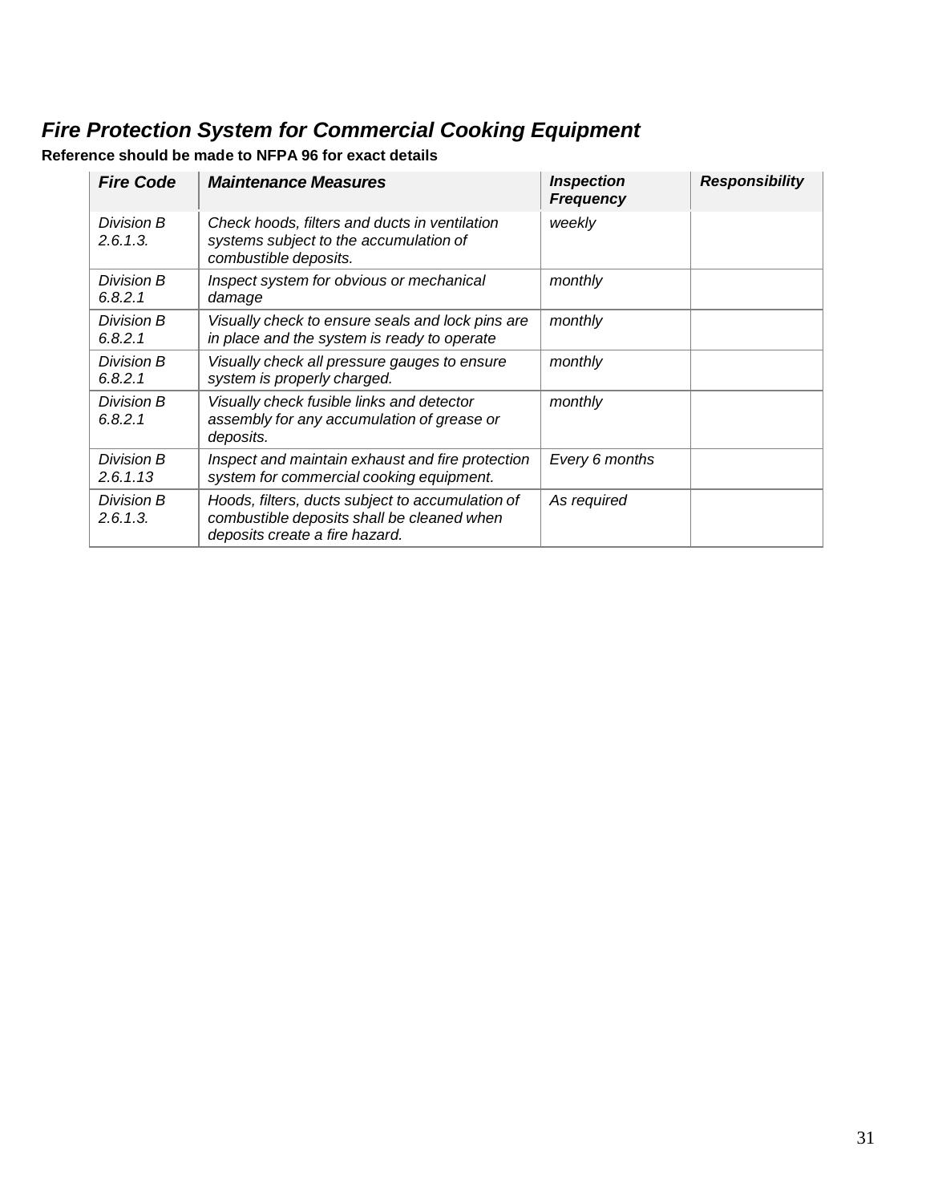## *Fire Protection System for Commercial Cooking Equipment*

**Reference should be made to NFPA 96 for exact details**

| *Fire Code* | *Maintenance Measures* | *Inspection Frequency* | *Responsibility* |
|---|---|---|---|
| *Division B 2.6.1.3.* | *Check hoods, filters and ducts in ventilation systems subject to the accumulation of combustible deposits.* | *weekly* | |
| *Division B 6.8.2.1* | *Inspect system for obvious or mechanical damage* | *monthly* | |
| *Division B 6.8.2.1* | *Visually check to ensure seals and lock pins are in place and the system is ready to operate* | *monthly* | |
| *Division B 6.8.2.1* | *Visually check all pressure gauges to ensure system is properly charged.* | *monthly* | |
| *Division B 6.8.2.1* | *Visually check fusible links and detector assembly for any accumulation of grease or deposits.* | *monthly* | |
| *Division B 2.6.1.13* | *Inspect and maintain exhaust and fire protection system for commercial cooking equipment.* | *Every 6 months* | |
| *Division B 2.6.1.3.* | *Hoods, filters, ducts subject to accumulation of combustible deposits shall be cleaned when deposits create a fire hazard.* | *As required* | |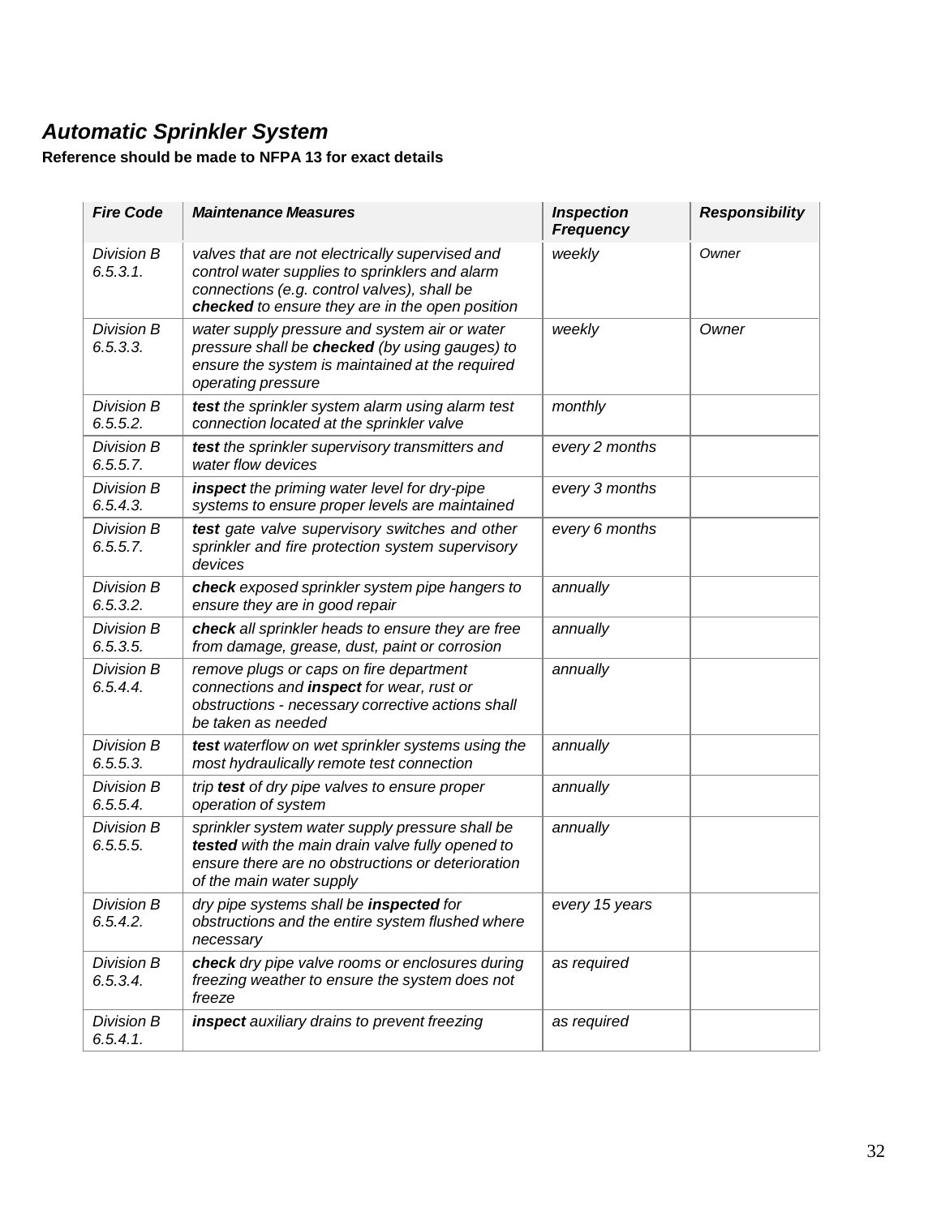## *Automatic Sprinkler System*

**Reference should be made to NFPA 13 for exact details**

| *Fire Code* | *Maintenance Measures* | *Inspection Frequency* | *Responsibility* |
|---|---|---|---|
| *Division B 6.5.3.1.* | *valves that are not electrically supervised and control water supplies to sprinklers and alarm connections (e.g. control valves), shall be* ***checked*** *to ensure they are in the open position* | *weekly* | *Owner* |
| *Division B 6.5.3.3.* | *water supply pressure and system air or water pressure shall be* ***checked*** *(by using gauges) to ensure the system is maintained at the required operating pressure* | *weekly* | *Owner* |
| *Division B 6.5.5.2.* | ***test*** *the sprinkler system alarm using alarm test connection located at the sprinkler valve* | *monthly* | |
| *Division B 6.5.5.7.* | ***test*** *the sprinkler supervisory transmitters and water flow devices* | *every 2 months* | |
| *Division B 6.5.4.3.* | ***inspect*** *the priming water level for dry-pipe systems to ensure proper levels are maintained* | *every 3 months* | |
| *Division B 6.5.5.7.* | ***test*** *gate valve supervisory switches and other sprinkler and fire protection system supervisory devices* | *every 6 months* | |
| *Division B 6.5.3.2.* | ***check*** *exposed sprinkler system pipe hangers to ensure they are in good repair* | *annually* | |
| *Division B 6.5.3.5.* | ***check*** *all sprinkler heads to ensure they are free from damage, grease, dust, paint or corrosion* | *annually* | |
| *Division B 6.5.4.4.* | *remove plugs or caps on fire department connections and* ***inspect*** *for wear, rust or obstructions - necessary corrective actions shall be taken as needed* | *annually* | |
| *Division B 6.5.5.3.* | ***test*** *waterflow on wet sprinkler systems using the most hydraulically remote test connection* | *annually* | |
| *Division B 6.5.5.4.* | *trip* ***test*** *of dry pipe valves to ensure proper operation of system* | *annually* | |
| *Division B 6.5.5.5.* | *sprinkler system water supply pressure shall be* ***tested*** *with the main drain valve fully opened to ensure there are no obstructions or deterioration of the main water supply* | *annually* | |
| *Division B 6.5.4.2.* | *dry pipe systems shall be* ***inspected*** *for obstructions and the entire system flushed where necessary* | *every 15 years* | |
| *Division B 6.5.3.4.* | ***check*** *dry pipe valve rooms or enclosures during freezing weather to ensure the system does not freeze* | *as required* | |
| *Division B 6.5.4.1.* | ***inspect*** *auxiliary drains to prevent freezing* | *as required* | |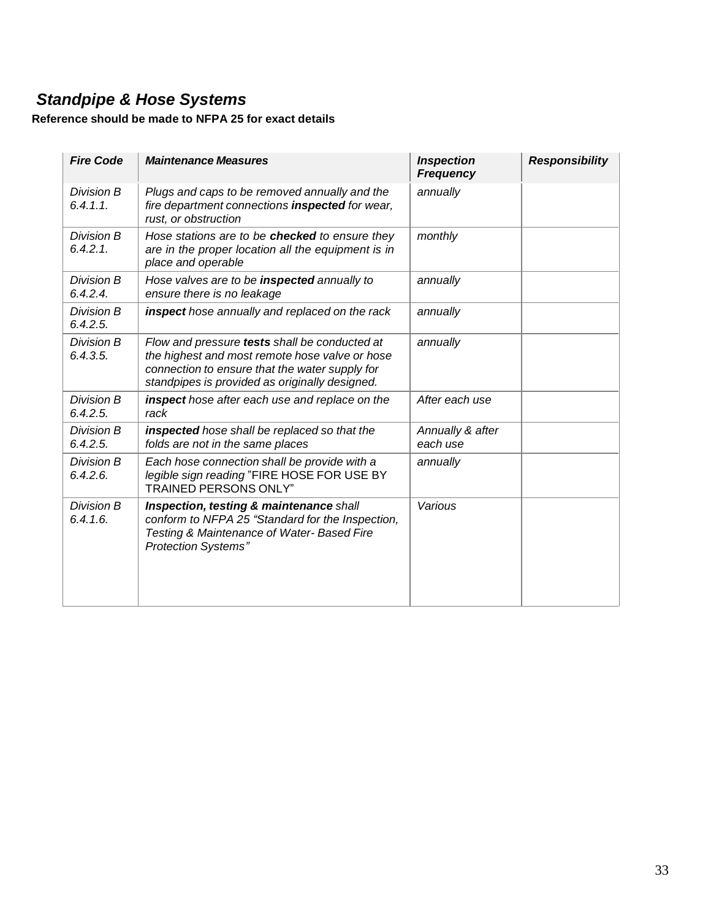## *Standpipe & Hose Systems*

**Reference should be made to NFPA 25 for exact details**

| *Fire Code* | *Maintenance Measures* | *Inspection Frequency* | *Responsibility* |
|---|---|---|---|
| *Division B 6.4.1.1.* | *Plugs and caps to be removed annually and the fire department connections **inspected** for wear, rust, or obstruction* | *annually* | |
| *Division B 6.4.2.1.* | *Hose stations are to be **checked** to ensure they are in the proper location all the equipment is in place and operable* | *monthly* | |
| *Division B 6.4.2.4.* | *Hose valves are to be **inspected** annually to ensure there is no leakage* | *annually* | |
| *Division B 6.4.2.5.* | ***inspect** hose annually and replaced on the rack* | *annually* | |
| *Division B 6.4.3.5.* | *Flow and pressure **tests** shall be conducted at the highest and most remote hose valve or hose connection to ensure that the water supply for standpipes is provided as originally designed.* | *annually* | |
| *Division B 6.4.2.5.* | ***inspect** hose after each use and replace on the rack* | *After each use* | |
| *Division B 6.4.2.5.* | ***inspected** hose shall be replaced so that the folds are not in the same places* | *Annually & after each use* | |
| *Division B 6.4.2.6.* | *Each hose connection shall be provide with a legible sign reading* "FIRE HOSE FOR USE BY TRAINED PERSONS ONLY" | *annually* | |
| *Division B 6.4.1.6.* | ***Inspection, testing & maintenance** shall conform to NFPA 25 "Standard for the Inspection, Testing & Maintenance of Water- Based Fire Protection Systems"* | *Various* | |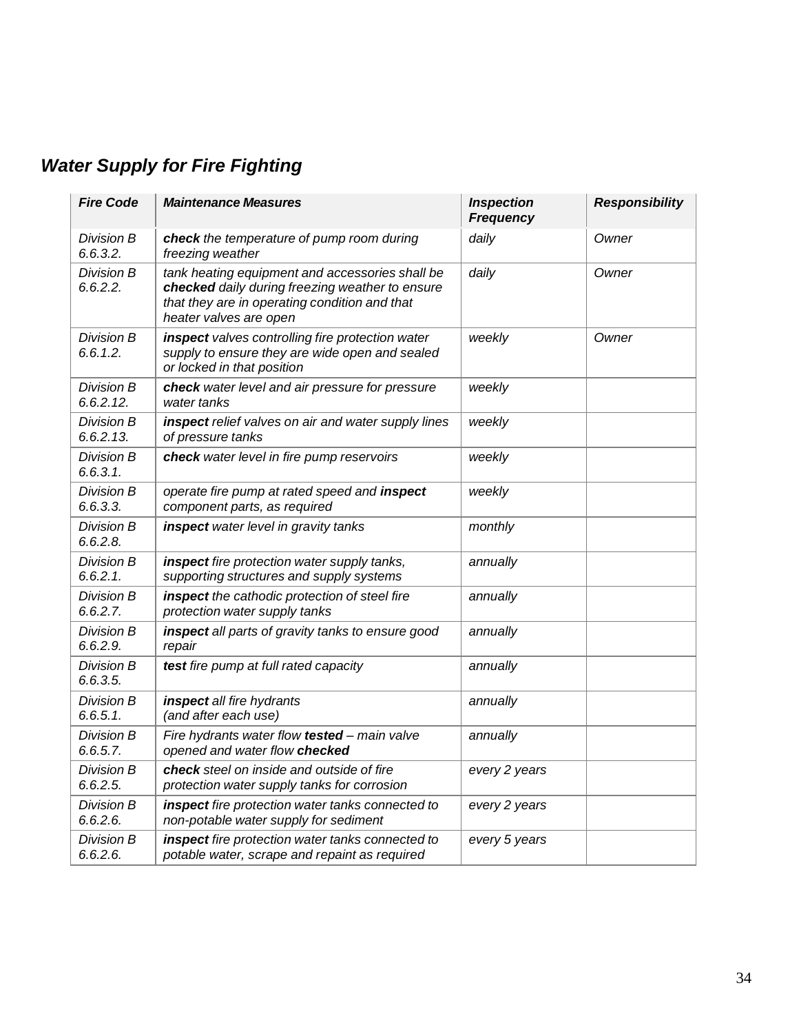## *Water Supply for Fire Fighting*

| *Fire Code* | *Maintenance Measures* | *Inspection Frequency* | *Responsibility* |
|---|---|---|---|
| *Division B 6.6.3.2.* | ***check** the temperature of pump room during freezing weather* | *daily* | *Owner* |
| *Division B 6.6.2.2.* | *tank heating equipment and accessories shall be **checked** daily during freezing weather to ensure that they are in operating condition and that heater valves are open* | *daily* | *Owner* |
| *Division B 6.6.1.2.* | ***inspect** valves controlling fire protection water supply to ensure they are wide open and sealed or locked in that position* | *weekly* | *Owner* |
| *Division B 6.6.2.12.* | ***check** water level and air pressure for pressure water tanks* | *weekly* | |
| *Division B 6.6.2.13.* | ***inspect** relief valves on air and water supply lines of pressure tanks* | *weekly* | |
| *Division B 6.6.3.1.* | ***check** water level in fire pump reservoirs* | *weekly* | |
| *Division B 6.6.3.3.* | *operate fire pump at rated speed and **inspect** component parts, as required* | *weekly* | |
| *Division B 6.6.2.8.* | ***inspect** water level in gravity tanks* | *monthly* | |
| *Division B 6.6.2.1.* | ***inspect** fire protection water supply tanks, supporting structures and supply systems* | *annually* | |
| *Division B 6.6.2.7.* | ***inspect** the cathodic protection of steel fire protection water supply tanks* | *annually* | |
| *Division B 6.6.2.9.* | ***inspect** all parts of gravity tanks to ensure good repair* | *annually* | |
| *Division B 6.6.3.5.* | ***test** fire pump at full rated capacity* | *annually* | |
| *Division B 6.6.5.1.* | ***inspect** all fire hydrants (and after each use)* | *annually* | |
| *Division B 6.6.5.7.* | *Fire hydrants water flow **tested** – main valve opened and water flow **checked*** | *annually* | |
| *Division B 6.6.2.5.* | ***check** steel on inside and outside of fire protection water supply tanks for corrosion* | *every 2 years* | |
| *Division B 6.6.2.6.* | ***inspect** fire protection water tanks connected to non-potable water supply for sediment* | *every 2 years* | |
| *Division B 6.6.2.6.* | ***inspect** fire protection water tanks connected to potable water, scrape and repaint as required* | *every 5 years* | |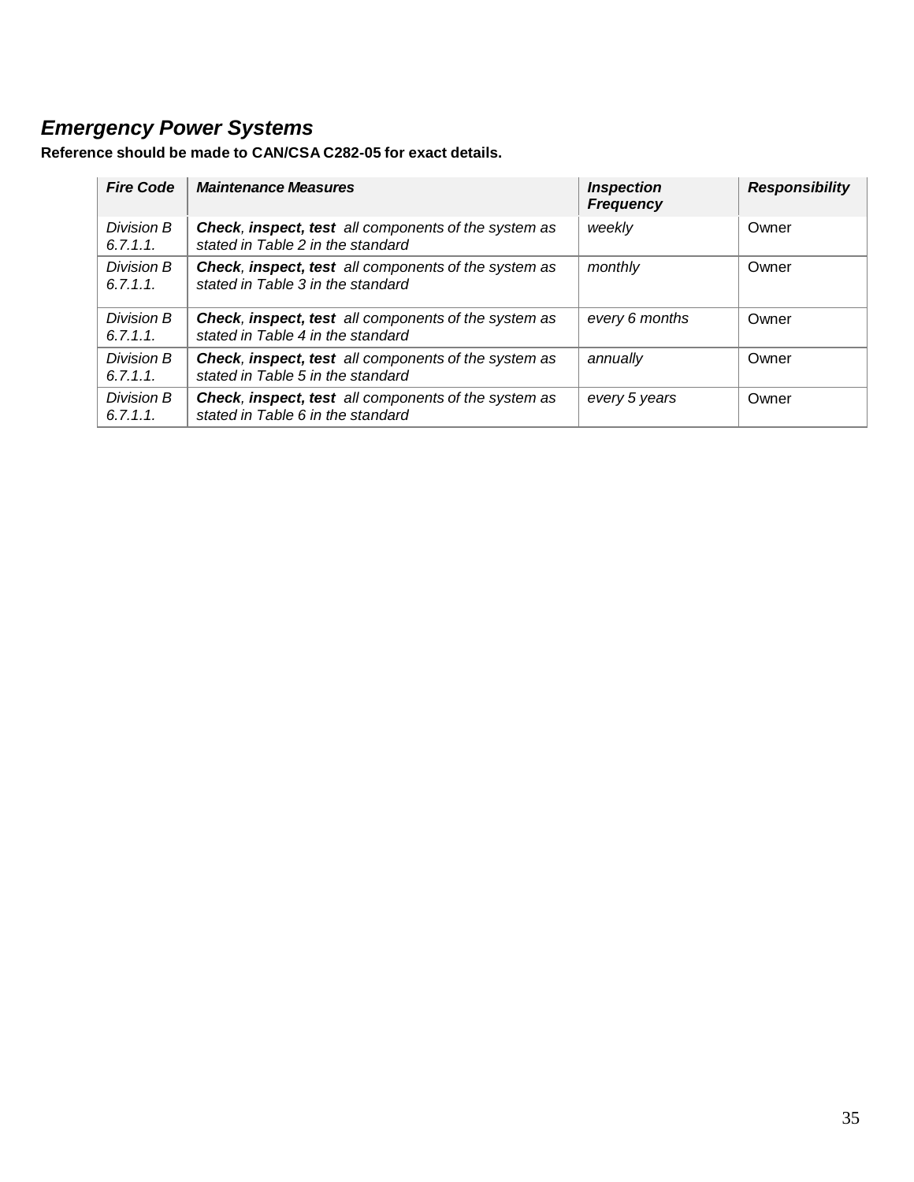## *Emergency Power Systems*

**Reference should be made to CAN/CSA C282-05 for exact details.**

| *Fire Code* | *Maintenance Measures* | *Inspection Frequency* | *Responsibility* |
|---|---|---|---|
| *Division B 6.7.1.1.* | ***Check, inspect, test*** *all components of the system as stated in Table 2 in the standard* | *weekly* | Owner |
| *Division B 6.7.1.1.* | ***Check, inspect, test*** *all components of the system as stated in Table 3 in the standard* | *monthly* | Owner |
| *Division B 6.7.1.1.* | ***Check, inspect, test*** *all components of the system as stated in Table 4 in the standard* | *every 6 months* | Owner |
| *Division B 6.7.1.1.* | ***Check, inspect, test*** *all components of the system as stated in Table 5 in the standard* | *annually* | Owner |
| *Division B 6.7.1.1.* | ***Check, inspect, test*** *all components of the system as stated in Table 6 in the standard* | *every 5 years* | Owner |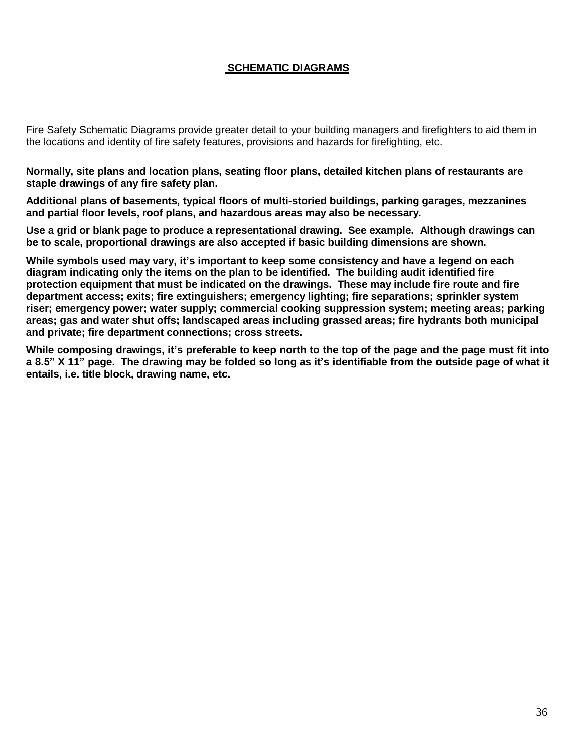# SCHEMATIC DIAGRAMS

Fire Safety Schematic Diagrams provide greater detail to your building managers and firefighters to aid them in the locations and identity of fire safety features, provisions and hazards for firefighting, etc.

**Normally, site plans and location plans, seating floor plans, detailed kitchen plans of restaurants are staple drawings of any fire safety plan.**

**Additional plans of basements, typical floors of multi-storied buildings, parking garages, mezzanines and partial floor levels, roof plans, and hazardous areas may also be necessary.**

**Use a grid or blank page to produce a representational drawing. See example. Although drawings can be to scale, proportional drawings are also accepted if basic building dimensions are shown.**

**While symbols used may vary, it's important to keep some consistency and have a legend on each diagram indicating only the items on the plan to be identified. The building audit identified fire protection equipment that must be indicated on the drawings. These may include fire route and fire department access; exits; fire extinguishers; emergency lighting; fire separations; sprinkler system riser; emergency power; water supply; commercial cooking suppression system; meeting areas; parking areas; gas and water shut offs; landscaped areas including grassed areas; fire hydrants both municipal and private; fire department connections; cross streets.**

**While composing drawings, it's preferable to keep north to the top of the page and the page must fit into a 8.5" X 11" page. The drawing may be folded so long as it's identifiable from the outside page of what it entails, i.e. title block, drawing name, etc.**